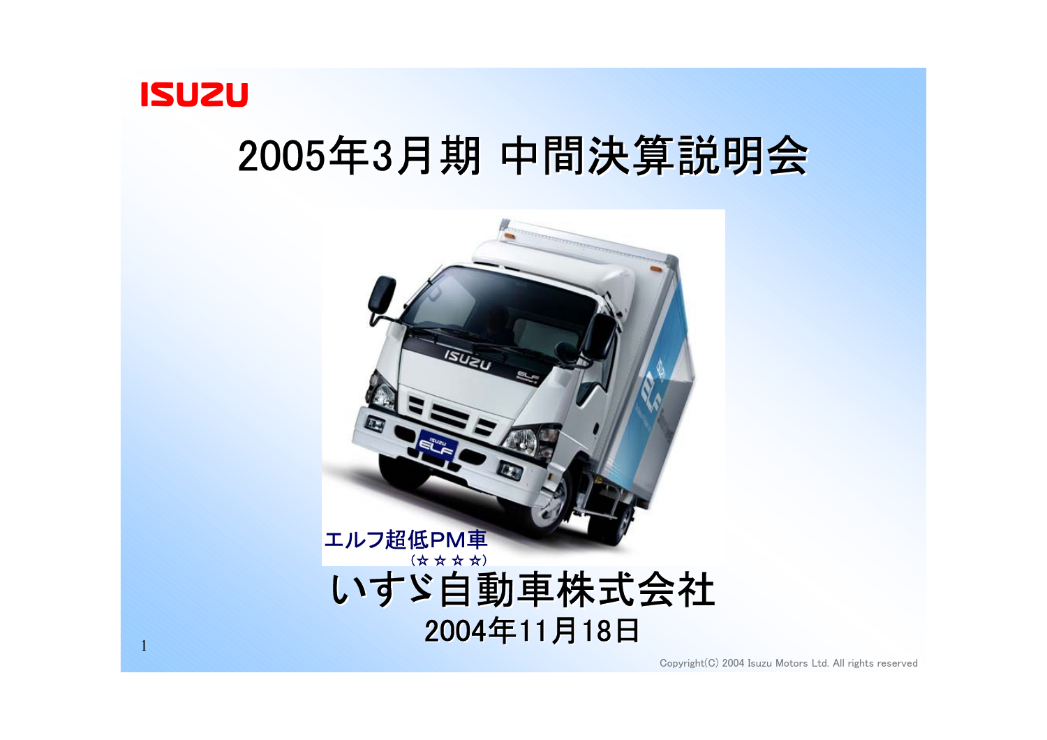ISUZU

# 2005年3月期 中間決算説明会

エルフ超低PM車
（☆☆☆☆）

いすゞ自動車株式会社

2004年11月18日

Copyright(C) 2004 Isuzu Motors Ltd. All rights reserved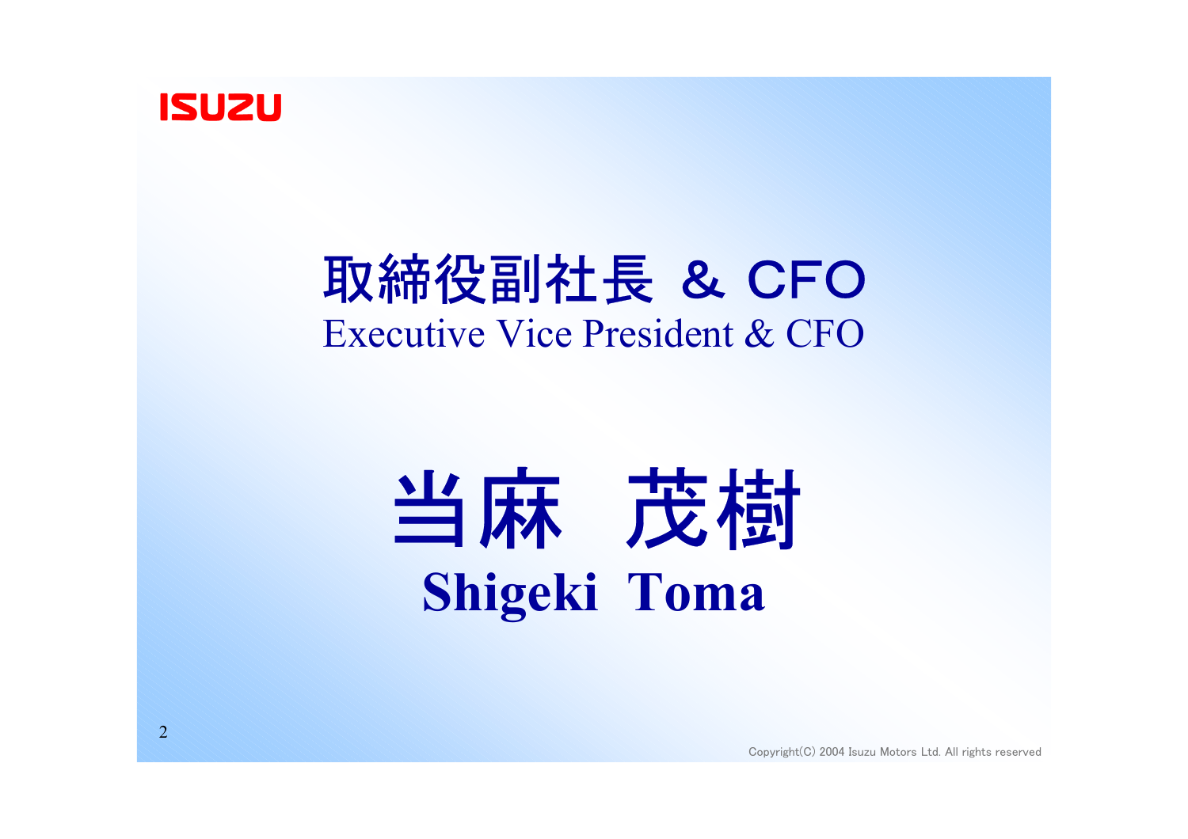ISUZU

# 取締役副社長 ＆ CFO

Executive Vice President & CFO

# 当麻　茂樹

**Shigeki Toma**

Copyright(C) 2004 Isuzu Motors Ltd. All rights reserved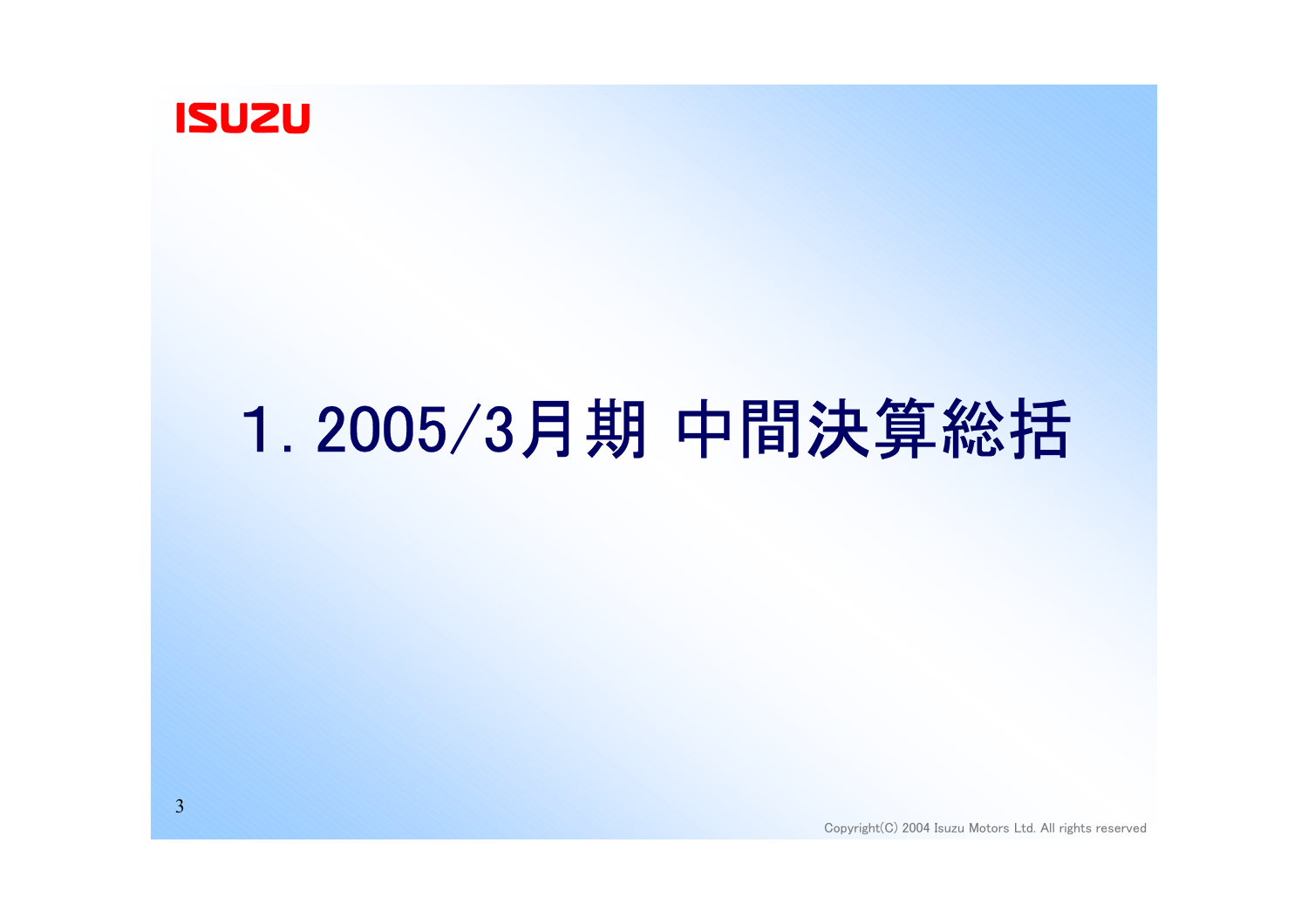# 1. 2005/3月期 中間決算総括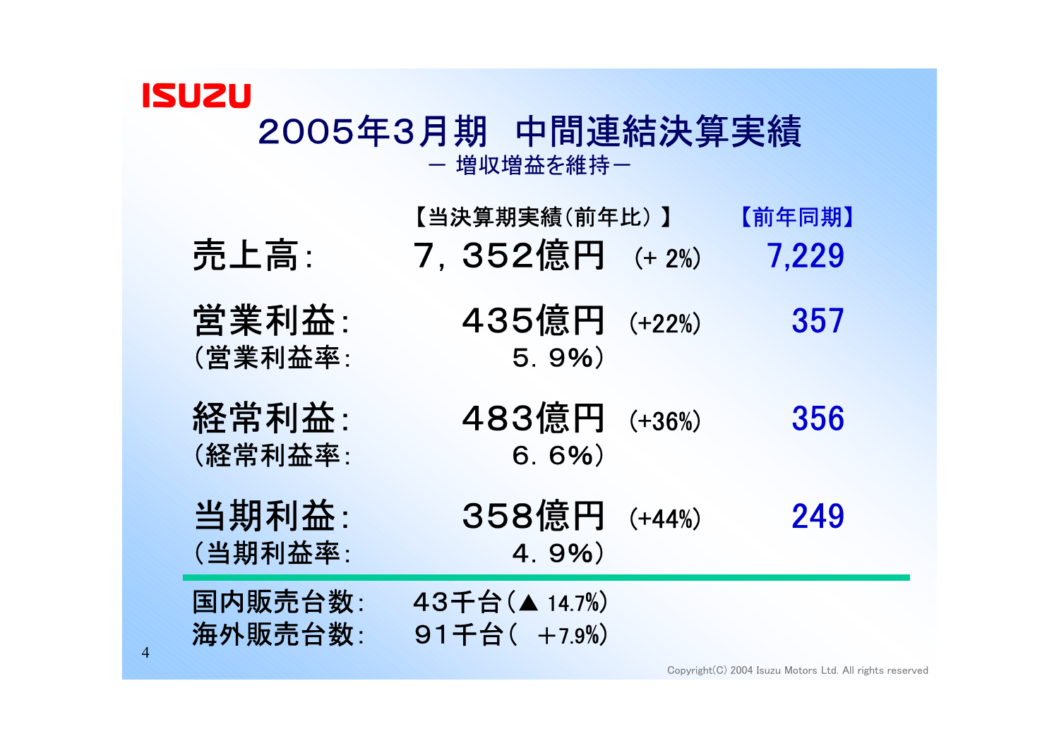# 2005年3月期　中間連結決算実績

－ 増収増益を維持－

| | 【当決算期実績(前年比）】 | | 【前年同期】 |
|---|---|---|---|
| 売上高: | 7，352億円 | (+ 2%) | 7,229 |
| 営業利益: | 435億円 | (+22%) | 357 |
| (営業利益率: | 5．9%) | | |
| 経常利益: | 483億円 | (+36%) | 356 |
| (経常利益率: | 6．6%) | | |
| 当期利益: | 358億円 | (+44%) | 249 |
| (当期利益率: | 4．9%) | | |

国内販売台数:　43千台(▲ 14.7%)

海外販売台数:　91千台(　+7.9%)

Copyright(C) 2004 Isuzu Motors Ltd. All rights reserved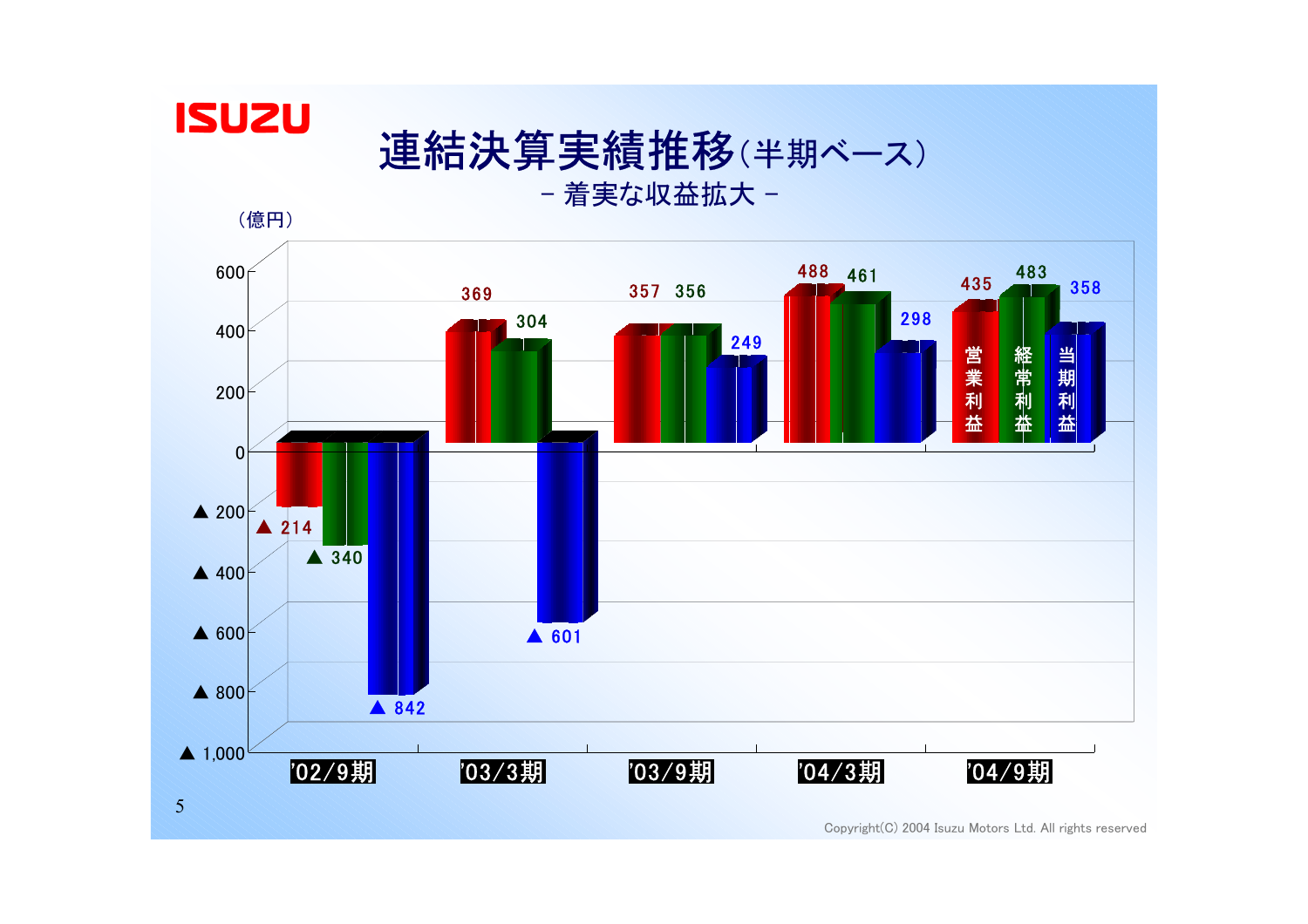# 連結決算実績推移(半期ベース)

－ 着実な収益拡大 －

（億円）

| | 営業利益 | 経常利益 | 当期利益 |
|---|---|---|---|
| '02/9期 | ▲ 214 | ▲ 340 | ▲ 842 |
| '03/3期 | 369 | 304 | ▲ 601 |
| '03/9期 | 357 | 356 | 249 |
| '04/3期 | 488 | 461 | 298 |
| '04/9期 | 435 | 483 | 358 |

Copyright(C) 2004 Isuzu Motors Ltd. All rights reserved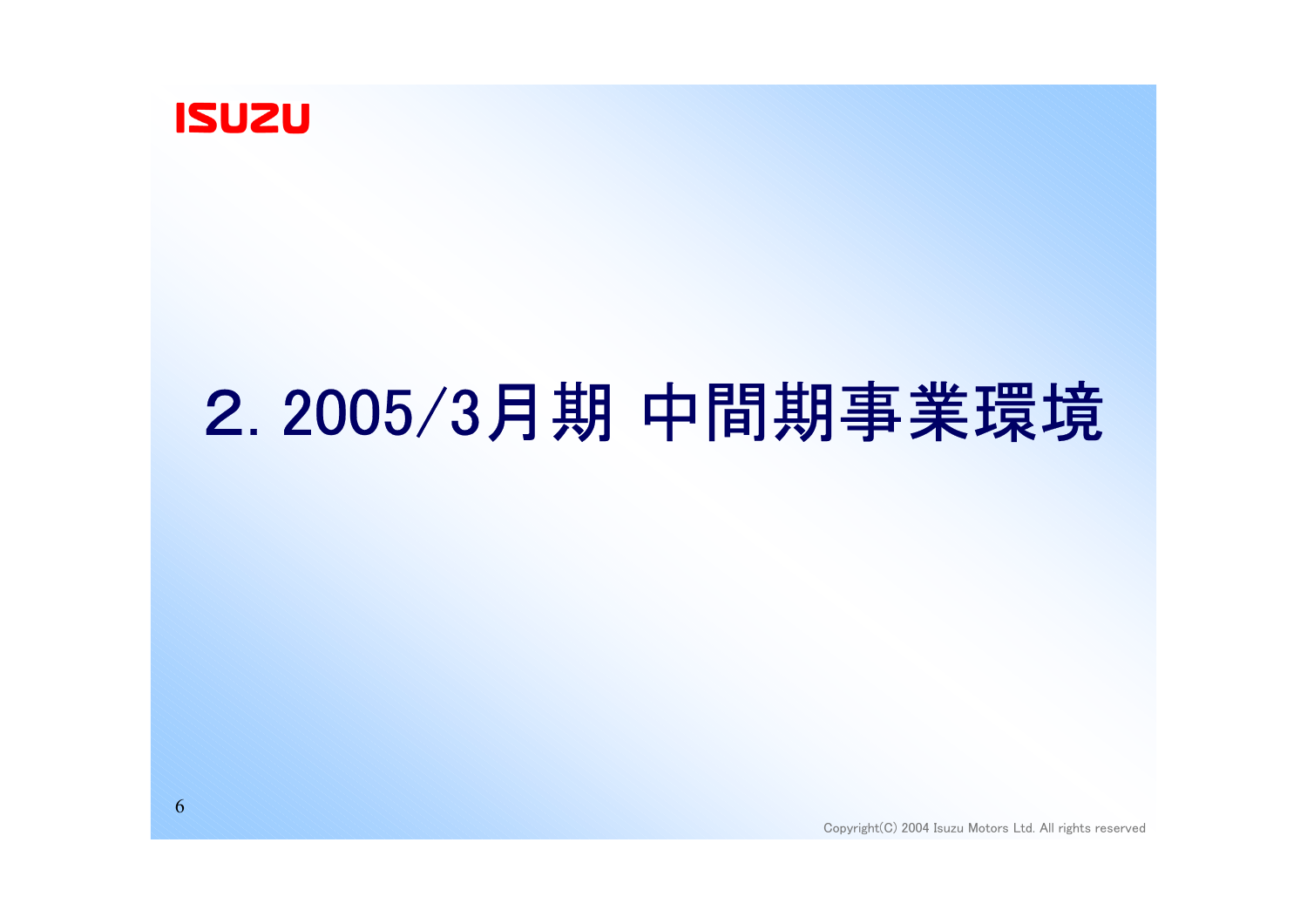# 2. 2005/3月期 中間期事業環境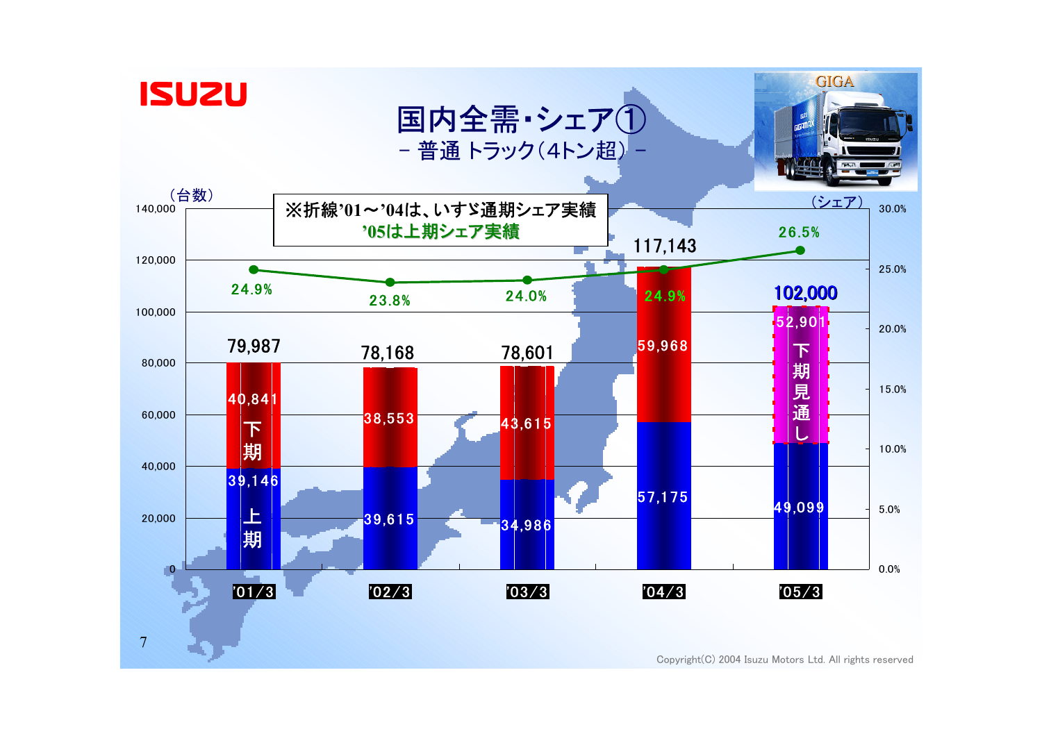# 国内全需・シェア①

－ 普通 トラック（4トン超） －

※折線'01～'04は、いすゞ通期シェア実績
'05は上期シェア実績

（台数）　（シェア）

| | '01/3 | '02/3 | '03/3 | '04/3 | '05/3 |
|---|---|---|---|---|---|
| 上期 | 39,146 | 39,615 | 34,986 | 57,175 | 49,099 |
| 下期 | 40,841 | 38,553 | 43,615 | 59,968 | 52,901（下期見通し） |
| 合計 | 79,987 | 78,168 | 78,601 | 117,143 | 102,000 |
| シェア | 24.9% | 23.8% | 24.0% | 24.9% | 26.5% |

Copyright(C) 2004 Isuzu Motors Ltd. All rights reserved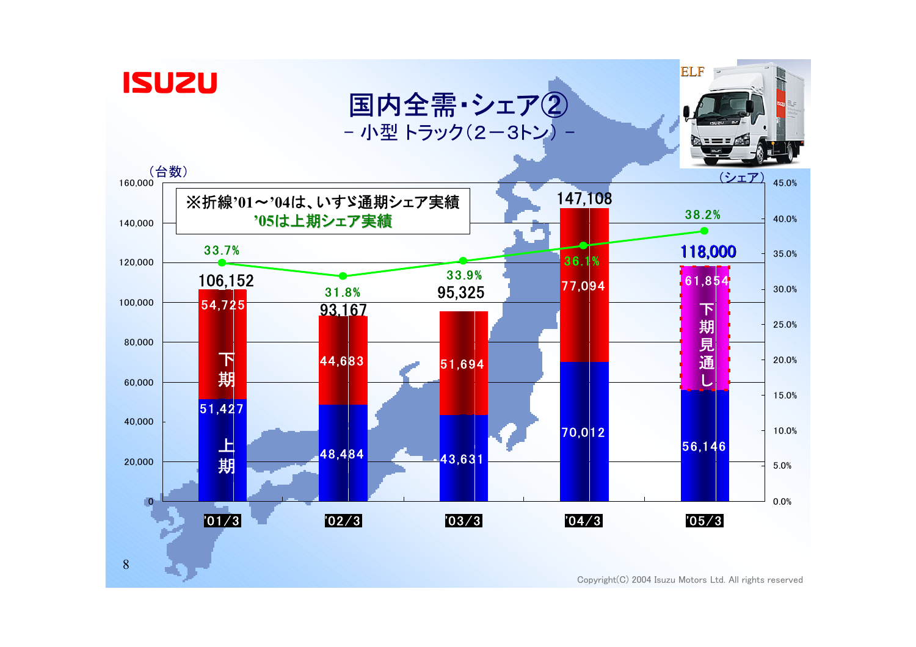# 国内全需・シェア②

－ 小型 トラック（２－3トン） －

※折線'01～'04は、いすゞ通期シェア実績
'05は上期シェア実績

（台数） / （シェア）

| | '01/3 | '02/3 | '03/3 | '04/3 | '05/3 |
|---|---|---|---|---|---|
| 上期 | 51,427 | 48,484 | 43,631 | 70,012 | 56,146 |
| 下期 | 54,725 | 44,683 | 51,694 | 77,094 | 61,854（下期見通し） |
| 合計 | 106,152 | 93,167 | 95,325 | 147,108 | 118,000 |
| シェア | 33.7% | 31.8% | 33.9% | 36.1% | 38.2% |

Copyright(C) 2004 Isuzu Motors Ltd. All rights reserved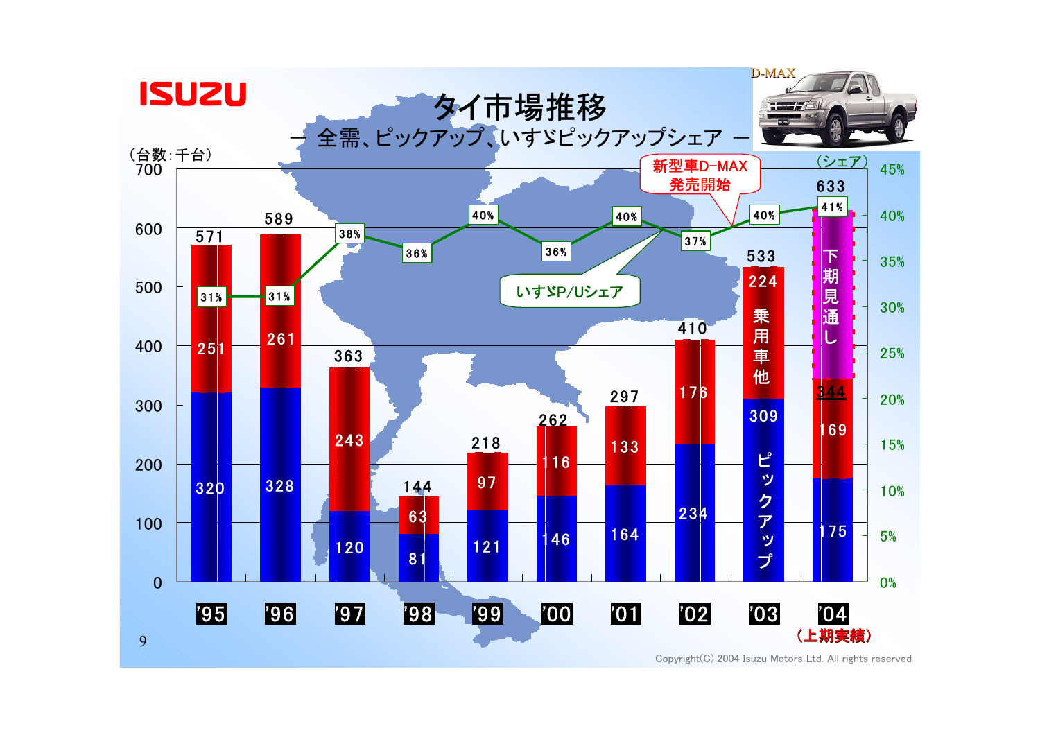# タイ市場推移

## ー 全需、ピックアップ、いすゞピックアップシェア ー

（台数：千台）

| 年 | ピックアップ | 乗用車他 | 全需 | いすゞP/Uシェア |
|---|---|---|---|---|
| '95 | 320 | 251 | 571 | 31% |
| '96 | 328 | 261 | 589 | 31% |
| '97 | 120 | 243 | 363 | 38% |
| '98 | 81 | 63 | 144 | 36% |
| '99 | 121 | 97 | 218 | 40% |
| '00 | 146 | 116 | 262 | 36% |
| '01 | 164 | 133 | 297 | 40% |
| '02 | 234 | 176 | 410 | 37% |
| '03 | 309 | 224 | 533 | 40% |
| '04（上期実績） | 175 | 169 | 344 | 41% |

'04：下期見通し含め 633

新型車D-MAX発売開始（'02〜'03）

D-MAX

Copyright(C) 2004 Isuzu Motors Ltd. All rights reserved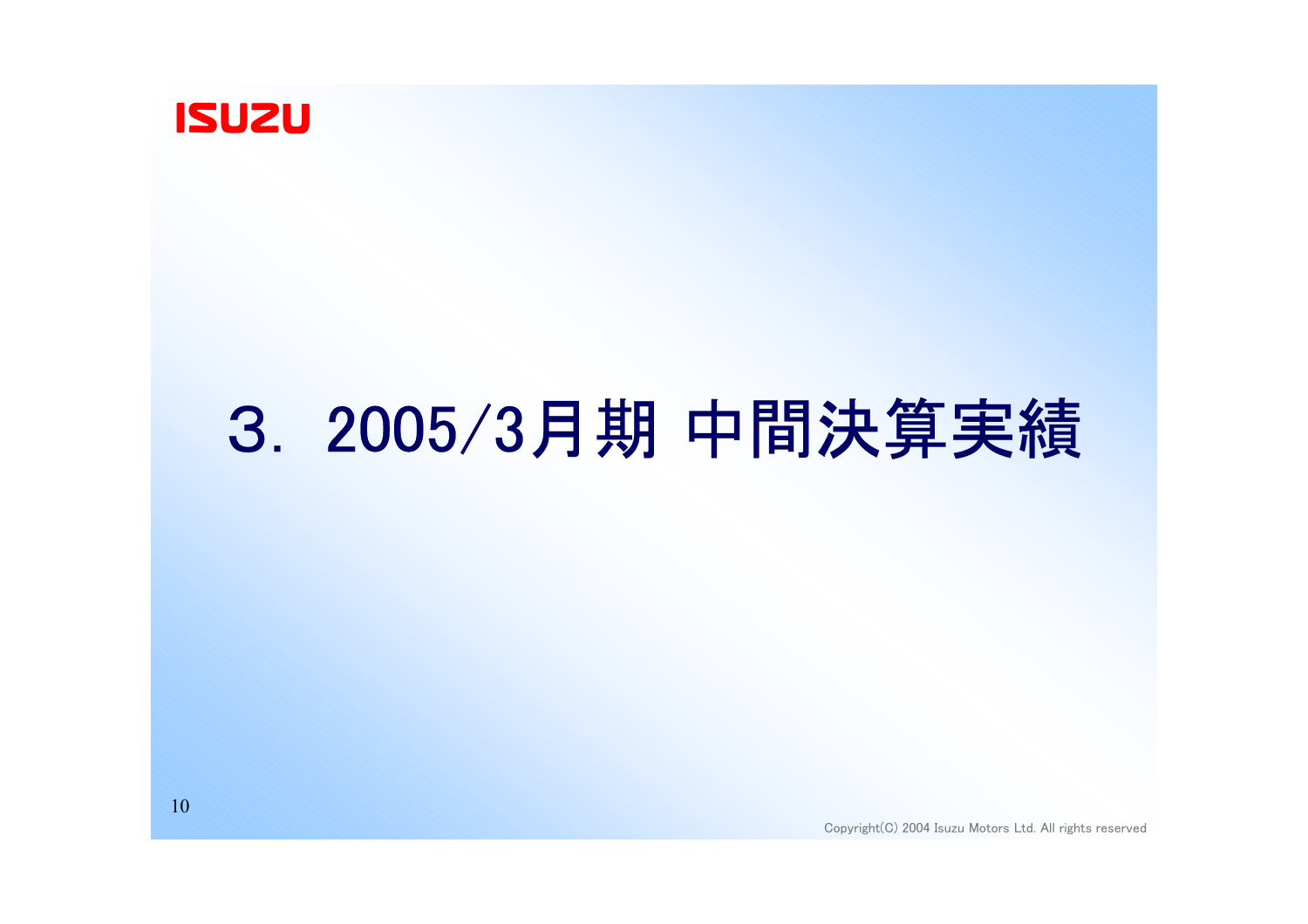# ３．2005/3月期 中間決算実績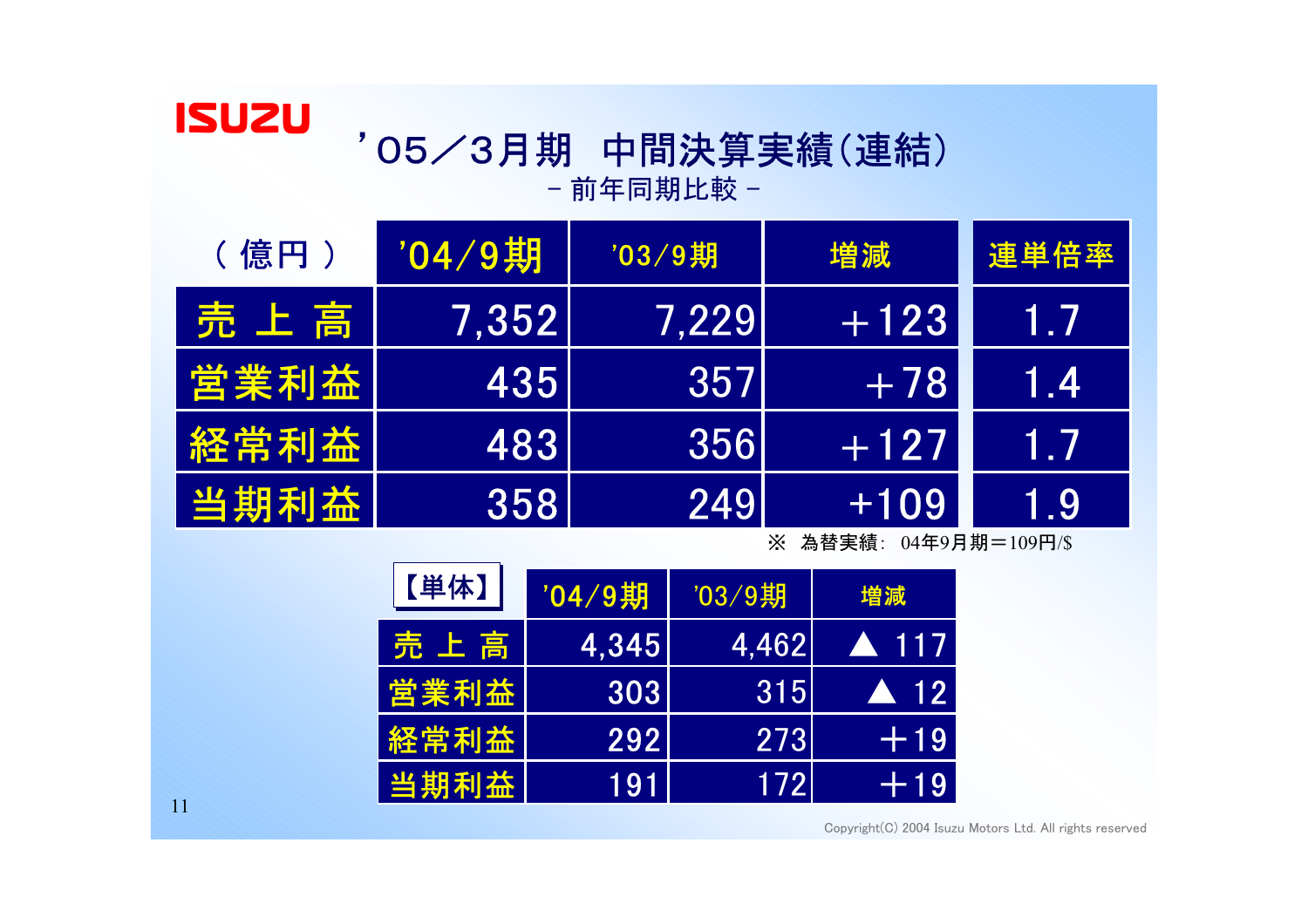ISUZU

# '05／3月期　中間決算実績(連結)

－ 前年同期比較 －

| （ 億円 ） | '04/9期 | '03/9期 | 増減 | 連単倍率 |
|---|---|---|---|---|
| 売 上 高 | 7,352 | 7,229 | ＋123 | 1.7 |
| 営業利益 | 435 | 357 | ＋78 | 1.4 |
| 経常利益 | 483 | 356 | ＋127 | 1.7 |
| 当期利益 | 358 | 249 | +109 | 1.9 |

※ 為替実績: 04年9月期＝109円/$

| 【単体】 | '04/9期 | '03/9期 | 増減 |
|---|---|---|---|
| 売 上 高 | 4,345 | 4,462 | ▲ 117 |
| 営業利益 | 303 | 315 | ▲ 12 |
| 経常利益 | 292 | 273 | ＋19 |
| 当期利益 | 191 | 172 | ＋19 |

Copyright(C) 2004 Isuzu Motors Ltd. All rights reserved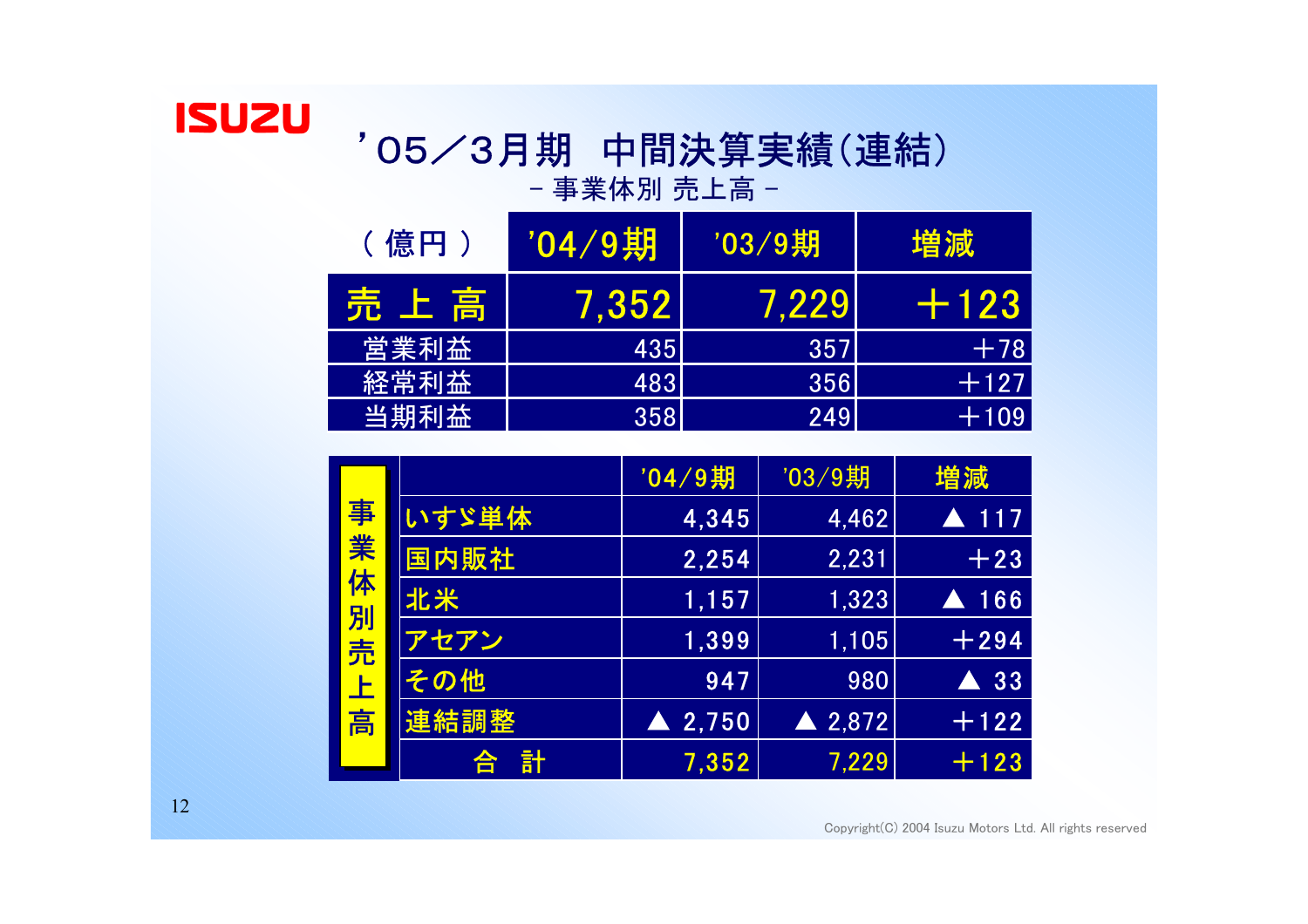# ’05／3月期　中間決算実績(連結)

## － 事業体別 売上高 －

| ( 億円 ) | ’04/9期 | ’03/9期 | 増減 |
|---|---|---|---|
| 売 上 高 | 7,352 | 7,229 | ＋123 |
| 営業利益 | 435 | 357 | ＋78 |
| 経常利益 | 483 | 356 | ＋127 |
| 当期利益 | 358 | 249 | ＋109 |

| 事業体別売上高 | ’04/9期 | ’03/9期 | 増減 |
|---|---|---|---|
| いすゞ単体 | 4,345 | 4,462 | ▲ 117 |
| 国内販社 | 2,254 | 2,231 | ＋23 |
| 北米 | 1,157 | 1,323 | ▲ 166 |
| アセアン | 1,399 | 1,105 | ＋294 |
| その他 | 947 | 980 | ▲ 33 |
| 連結調整 | ▲ 2,750 | ▲ 2,872 | ＋122 |
| 合　計 | 7,352 | 7,229 | ＋123 |

Copyright(C) 2004 Isuzu Motors Ltd. All rights reserved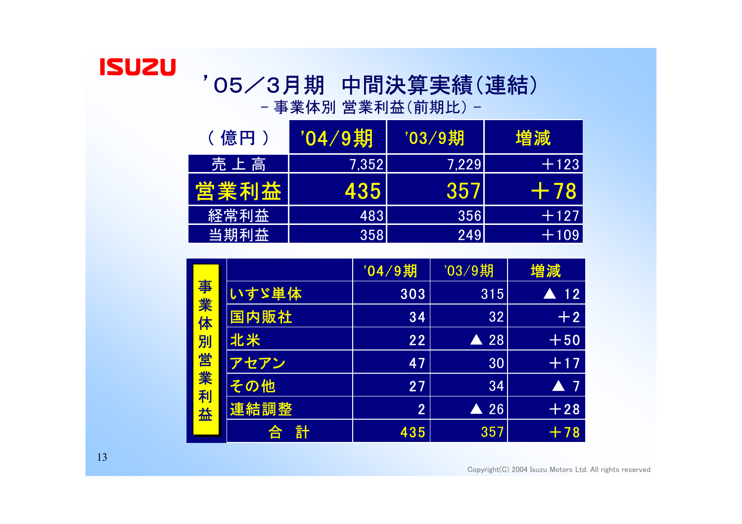# ’05／3月期　中間決算実績(連結)

－ 事業体別 営業利益(前期比) －

| ( 億円 ) | '04/9期 | '03/9期 | 増減 |
|---|---|---|---|
| 売 上 高 | 7,352 | 7,229 | ＋123 |
| **営業利益** | **435** | **357** | **＋78** |
| 経常利益 | 483 | 356 | ＋127 |
| 当期利益 | 358 | 249 | ＋109 |

| 事業体別営業利益 | '04/9期 | '03/9期 | 増減 |
|---|---|---|---|
| いすゞ単体 | 303 | 315 | ▲ 12 |
| 国内販社 | 34 | 32 | ＋2 |
| 北米 | 22 | ▲ 28 | ＋50 |
| アセアン | 47 | 30 | ＋17 |
| その他 | 27 | 34 | ▲ 7 |
| 連結調整 | 2 | ▲ 26 | ＋28 |
| 合　計 | 435 | 357 | ＋78 |

Copyright(C) 2004 Isuzu Motors Ltd. All rights reserved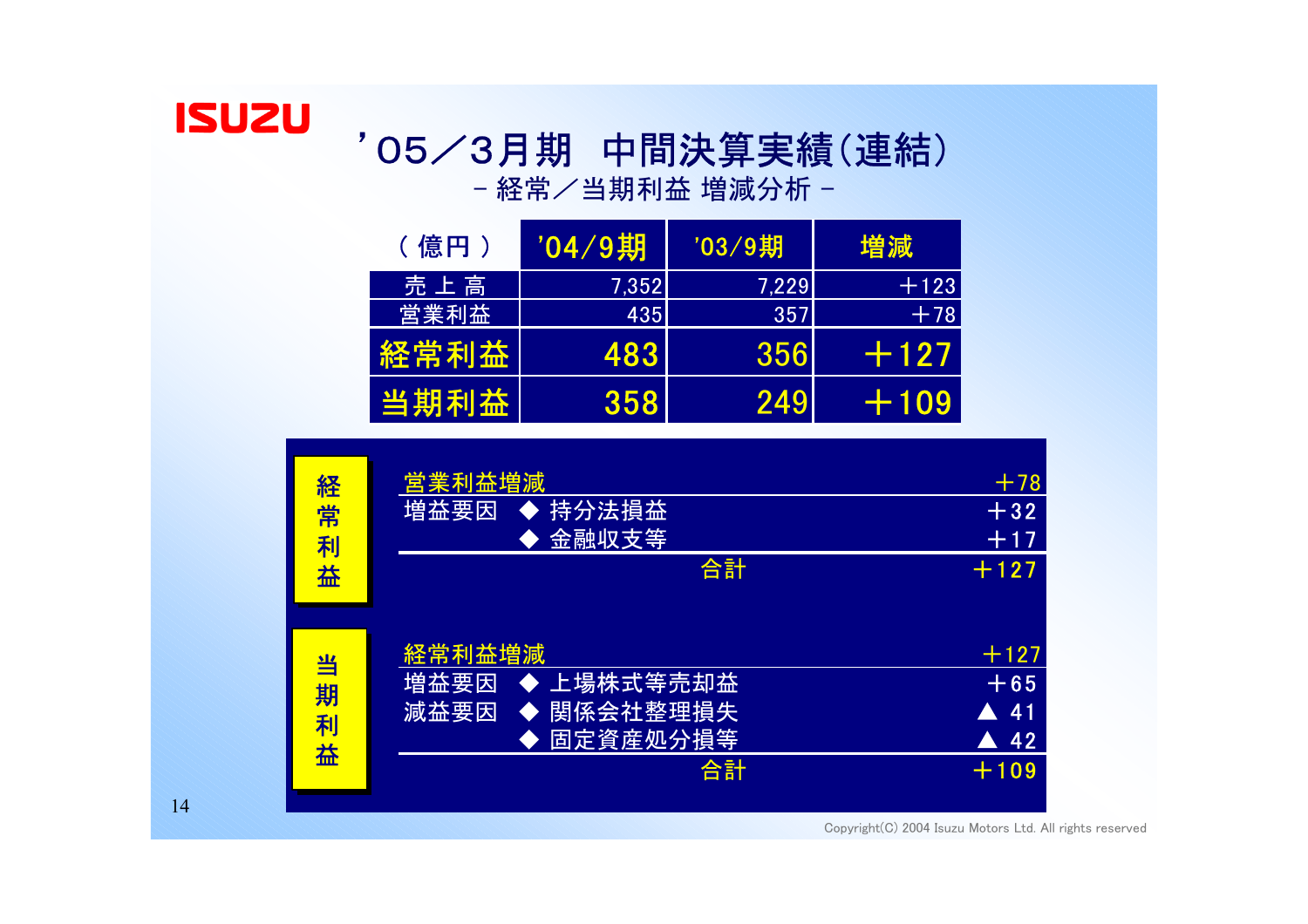# ’05／3月期　中間決算実績（連結）

## － 経常／当期利益 増減分析 －

| （ 億円 ） | ’04/9期 | ’03/9期 | 増減 |
|---|---|---|---|
| 売 上 高 | 7,352 | 7,229 | ＋123 |
| 営業利益 | 435 | 357 | ＋78 |
| **経常利益** | **483** | **356** | **＋127** |
| **当期利益** | **358** | **249** | **＋109** |

**経常利益**

| | | |
|---|---|---|
| 営業利益増減 | | ＋78 |
| 増益要因 | ◆ 持分法損益 | ＋32 |
| | ◆ 金融収支等 | ＋17 |
| | 合計 | ＋127 |

**当期利益**

| | | |
|---|---|---|
| 経常利益増減 | | ＋127 |
| 増益要因 | ◆ 上場株式等売却益 | ＋65 |
| 減益要因 | ◆ 関係会社整理損失 | ▲ 41 |
| | ◆ 固定資産処分損等 | ▲ 42 |
| | 合計 | ＋109 |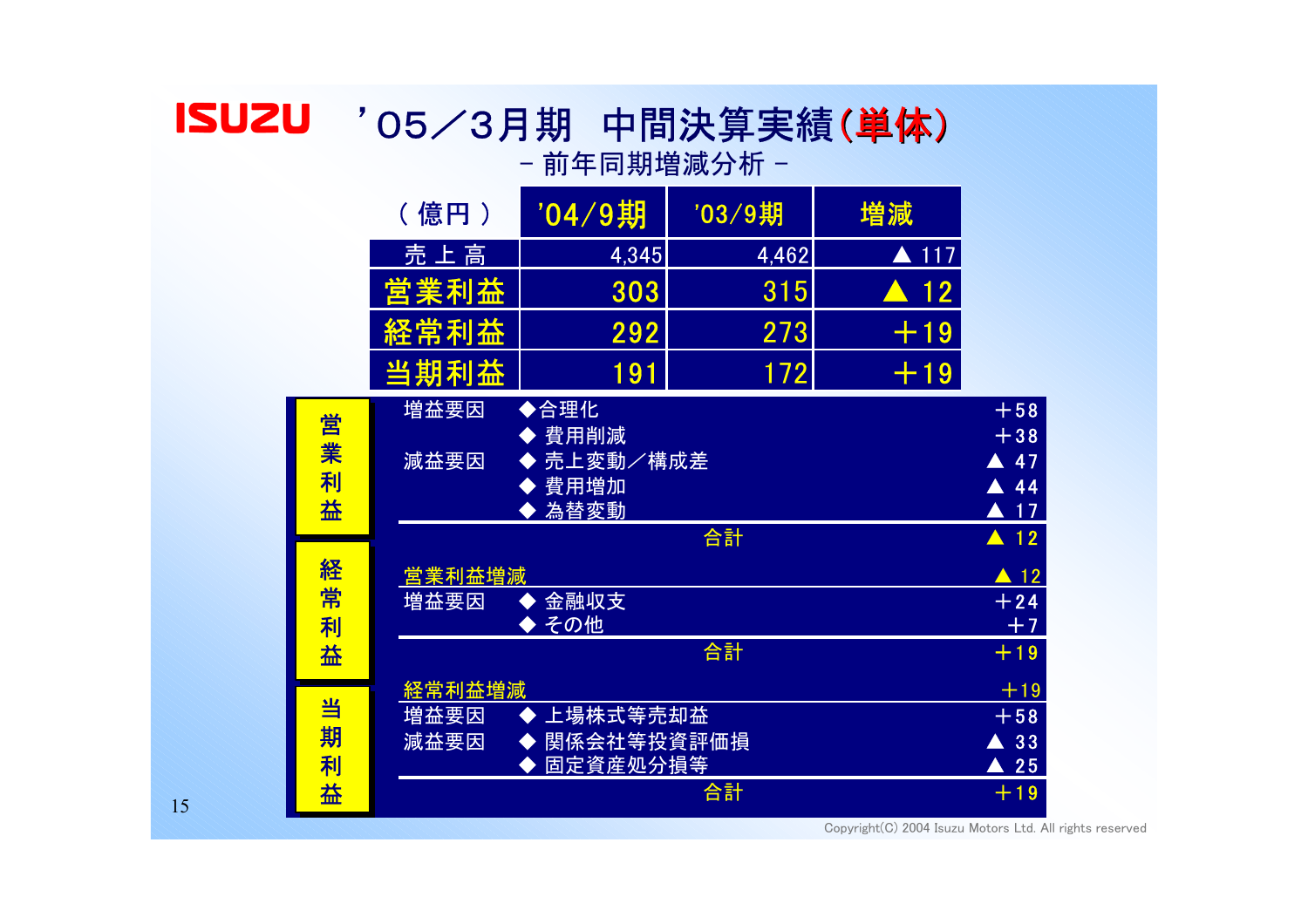# '05／3月期　中間決算実績(単体)

－前年同期増減分析－

| （億円） | '04/9期 | '03/9期 | 増減 |
|---|---|---|---|
| 売上高 | 4,345 | 4,462 | ▲ 117 |
| 営業利益 | 303 | 315 | ▲ 12 |
| 経常利益 | 292 | 273 | ＋19 |
| 当期利益 | 191 | 172 | ＋19 |

| | | | |
|---|---|---|---|
| 営業利益 | 増益要因 | ◆合理化 | ＋58 |
| | | ◆ 費用削減 | ＋38 |
| | 減益要因 | ◆ 売上変動／構成差 | ▲ 47 |
| | | ◆ 費用増加 | ▲ 44 |
| | | ◆ 為替変動 | ▲ 17 |
| | | 合計 | ▲ 12 |
| 経常利益 | 営業利益増減 | | ▲ 12 |
| | 増益要因 | ◆ 金融収支 | ＋24 |
| | | ◆ その他 | ＋7 |
| | | 合計 | ＋19 |
| 当期利益 | 経常利益増減 | | ＋19 |
| | 増益要因 | ◆ 上場株式等売却益 | ＋58 |
| | 減益要因 | ◆ 関係会社等投資評価損 | ▲ 33 |
| | | ◆ 固定資産処分損等 | ▲ 25 |
| | | 合計 | ＋19 |

Copyright(C) 2004 Isuzu Motors Ltd. All rights reserved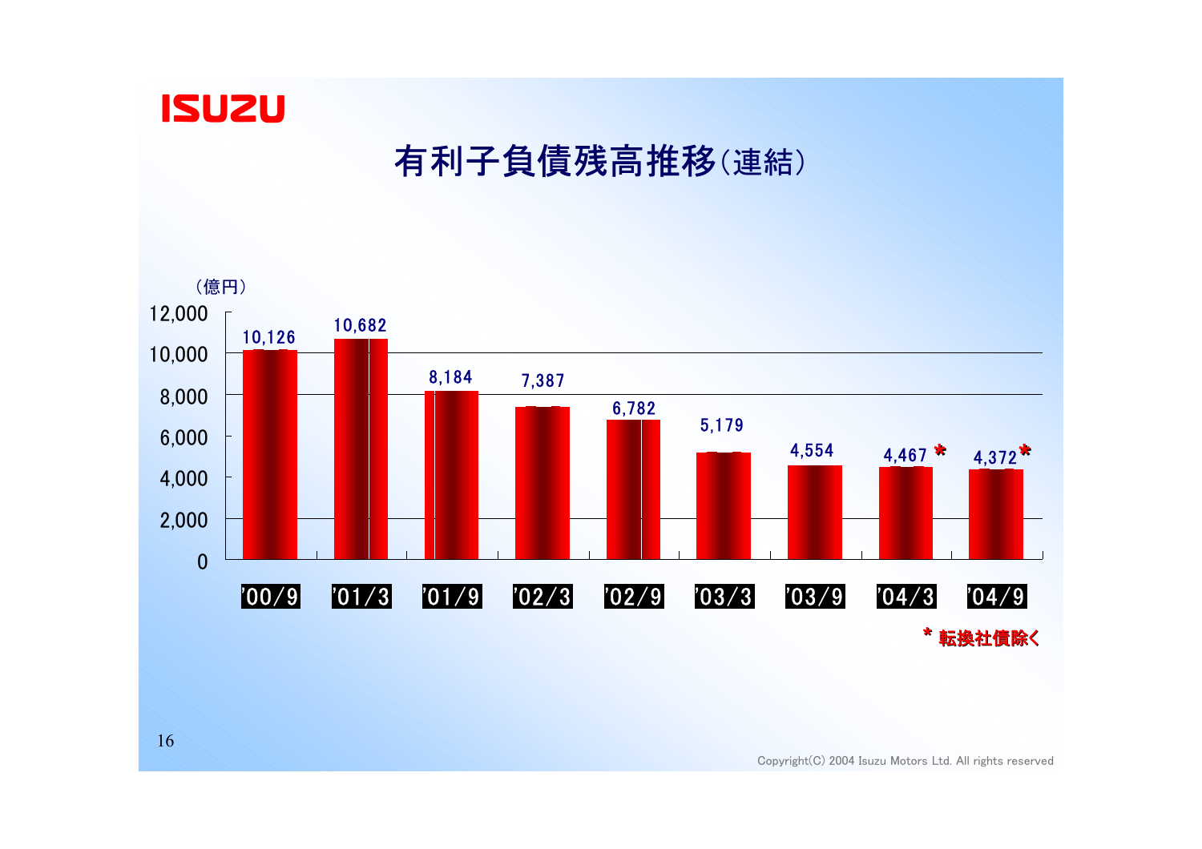# 有利子負債残高推移(連結)

（億円）

| 期 | 有利子負債残高 |
|---|---|
| '00/9 | 10,126 |
| '01/3 | 10,682 |
| '01/9 | 8,184 |
| '02/3 | 7,387 |
| '02/9 | 6,782 |
| '03/3 | 5,179 |
| '03/9 | 4,554 |
| '04/3 | 4,467 * |
| '04/9 | 4,372 * |

\* 転換社債除く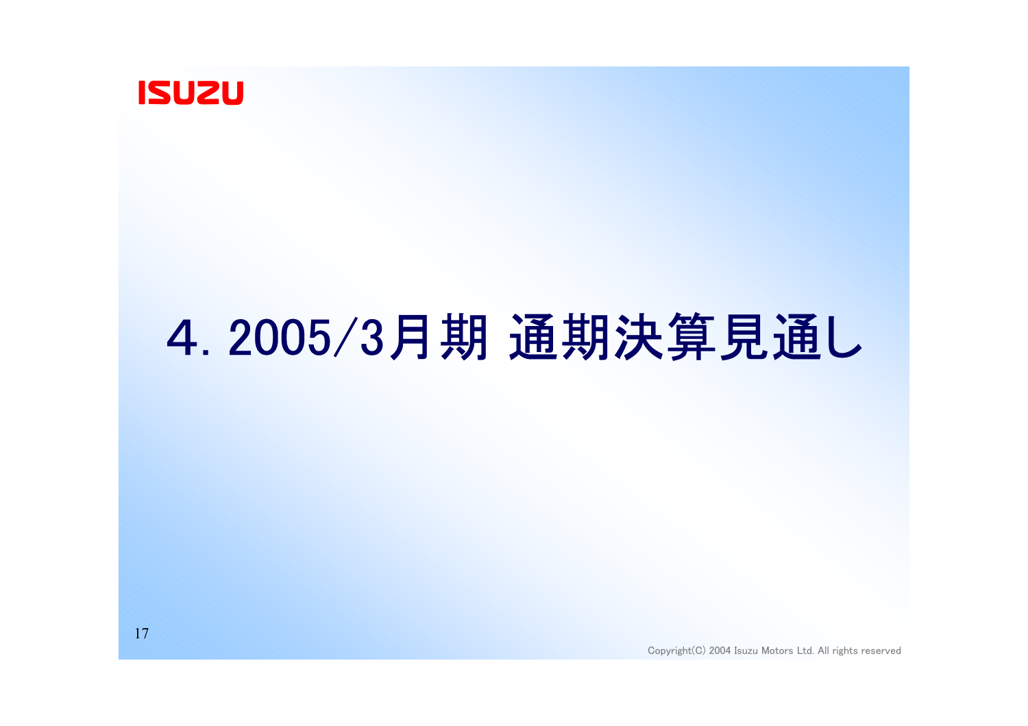# 4. 2005/3月期 通期決算見通し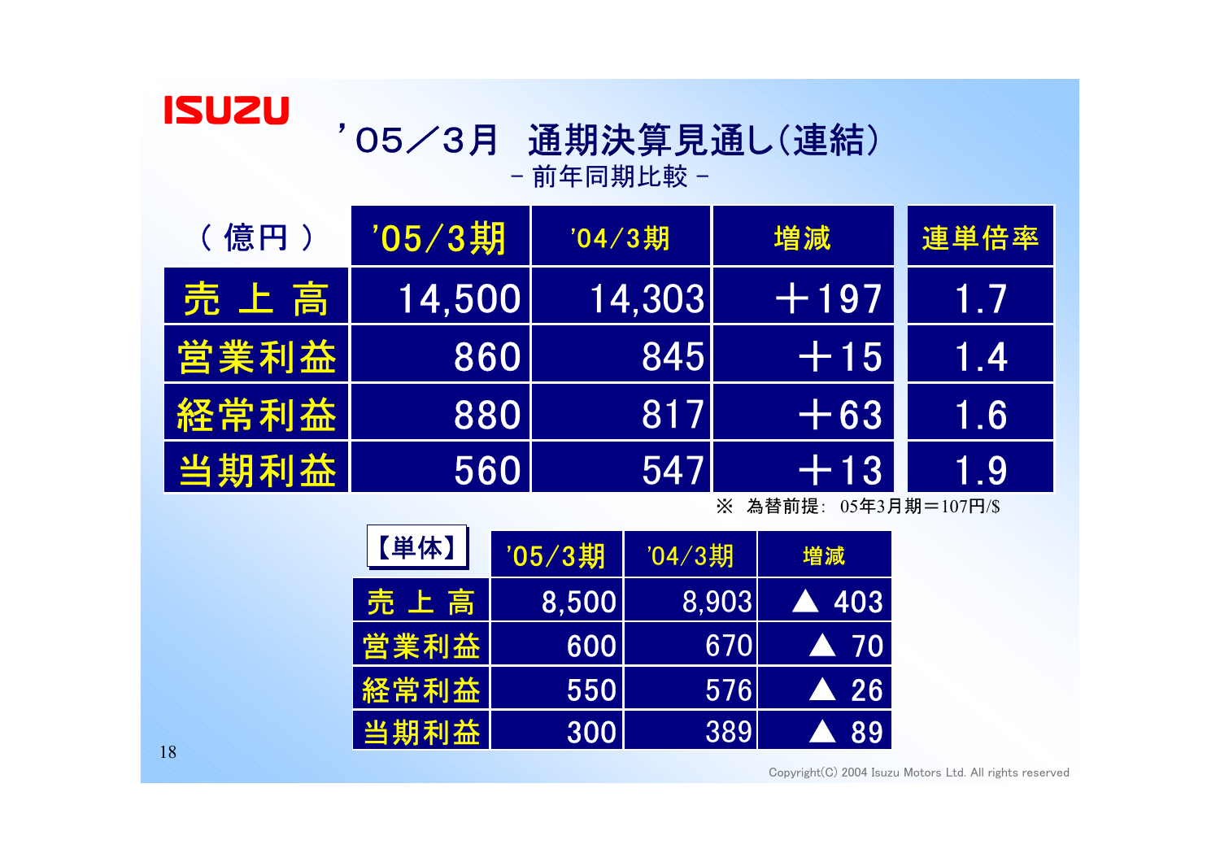# ’05／3月　通期決算見通し(連結)

－ 前年同期比較 －

| ( 億円 ) | ’05/3期 | ’04/3期 | 増減 | 連単倍率 |
|---|---|---|---|---|
| 売 上 高 | 14,500 | 14,303 | ＋197 | 1.7 |
| 営業利益 | 860 | 845 | ＋15 | 1.4 |
| 経常利益 | 880 | 817 | ＋63 | 1.6 |
| 当期利益 | 560 | 547 | ＋13 | 1.9 |

※ 為替前提: 05年3月期＝107円/$

| 【単体】 | ’05/3期 | ’04/3期 | 増減 |
|---|---|---|---|
| 売 上 高 | 8,500 | 8,903 | ▲ 403 |
| 営業利益 | 600 | 670 | ▲ 70 |
| 経常利益 | 550 | 576 | ▲ 26 |
| 当期利益 | 300 | 389 | ▲ 89 |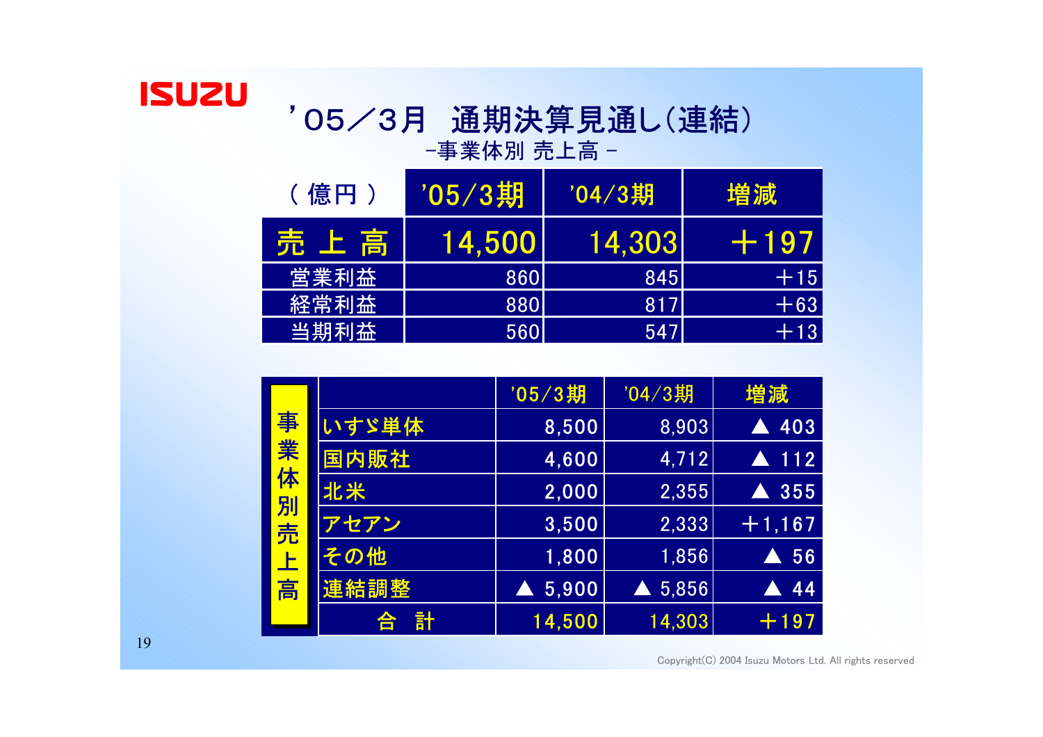# ’05／3月　通期決算見通し(連結)

-事業体別 売上高 -

| ( 億円 ) | ’05/3期 | ’04/3期 | 増減 |
|---|---|---|---|
| 売 上 高 | 14,500 | 14,303 | ＋197 |
| 営業利益 | 860 | 845 | ＋15 |
| 経常利益 | 880 | 817 | ＋63 |
| 当期利益 | 560 | 547 | ＋13 |

| 事業体別売上高 | ’05/3期 | ’04/3期 | 増減 |
|---|---|---|---|
| いすゞ単体 | 8,500 | 8,903 | ▲ 403 |
| 国内販社 | 4,600 | 4,712 | ▲ 112 |
| 北米 | 2,000 | 2,355 | ▲ 355 |
| アセアン | 3,500 | 2,333 | ＋1,167 |
| その他 | 1,800 | 1,856 | ▲ 56 |
| 連結調整 | ▲ 5,900 | ▲ 5,856 | ▲ 44 |
| 合　計 | 14,500 | 14,303 | ＋197 |

Copyright(C) 2004 Isuzu Motors Ltd. All rights reserved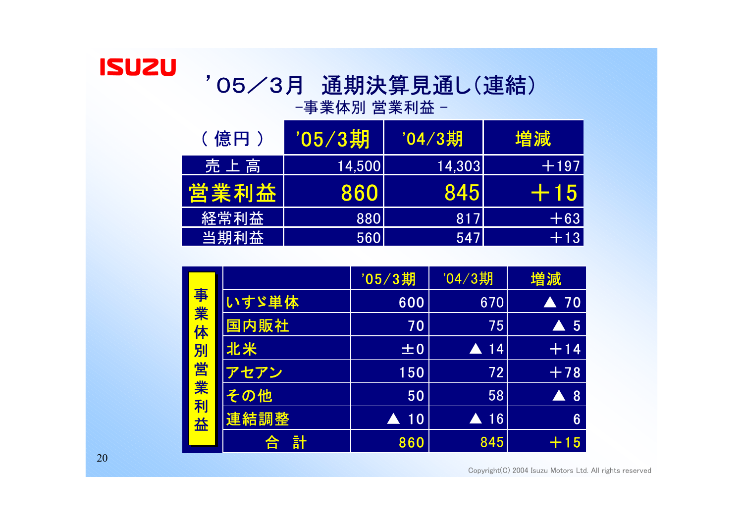# ’05／3月　通期決算見通し(連結)

-事業体別 営業利益 -

| ( 億円 ) | ’05/3期 | ’04/3期 | 増減 |
|---|---|---|---|
| 売 上 高 | 14,500 | 14,303 | ＋197 |
| **営業利益** | **860** | **845** | **＋15** |
| 経常利益 | 880 | 817 | ＋63 |
| 当期利益 | 560 | 547 | ＋13 |

**事業体別営業利益**

| | ’05/3期 | ’04/3期 | 増減 |
|---|---|---|---|
| いすゞ単体 | 600 | 670 | ▲ 70 |
| 国内販社 | 70 | 75 | ▲ 5 |
| 北米 | ±0 | ▲ 14 | ＋14 |
| アセアン | 150 | 72 | ＋78 |
| その他 | 50 | 58 | ▲ 8 |
| 連結調整 | ▲ 10 | ▲ 16 | 6 |
| 合　計 | 860 | 845 | ＋15 |

Copyright(C) 2004 Isuzu Motors Ltd. All rights reserved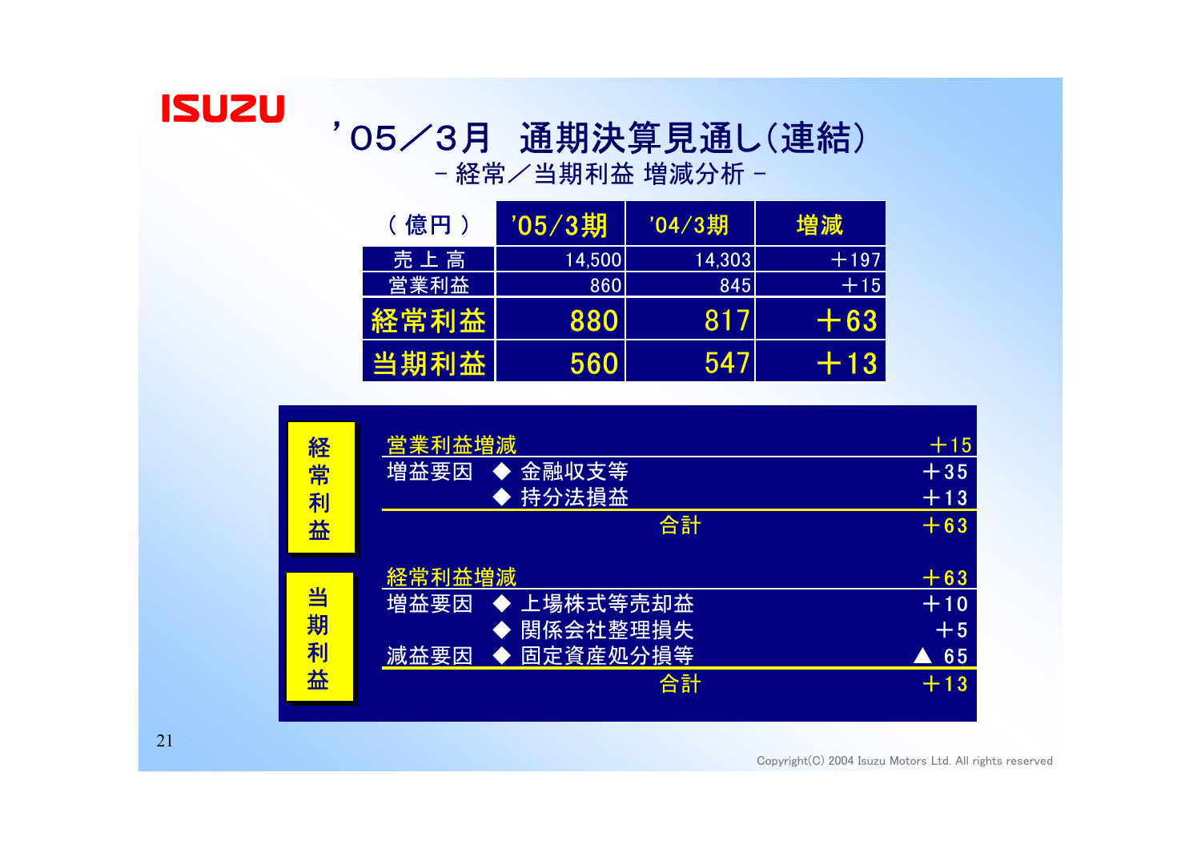# ’05／3月　通期決算見通し(連結)

## －経常／当期利益 増減分析－

| （億円） | ’05/3期 | ’04/3期 | 増減 |
|---|---|---|---|
| 売上高 | 14,500 | 14,303 | ＋197 |
| 営業利益 | 860 | 845 | ＋15 |
| **経常利益** | **880** | **817** | **＋63** |
| **当期利益** | **560** | **547** | **＋13** |

### 経常利益

| 項目 | | 金額 |
|---|---|---|
| 営業利益増減 | | ＋15 |
| 増益要因 | ◆ 金融収支等 | ＋35 |
| | ◆ 持分法損益 | ＋13 |
| | 合計 | ＋63 |

### 当期利益

| 項目 | | 金額 |
|---|---|---|
| 経常利益増減 | | ＋63 |
| 増益要因 | ◆ 上場株式等売却益 | ＋10 |
| | ◆ 関係会社整理損失 | ＋5 |
| 減益要因 | ◆ 固定資産処分損等 | ▲ 65 |
| | 合計 | ＋13 |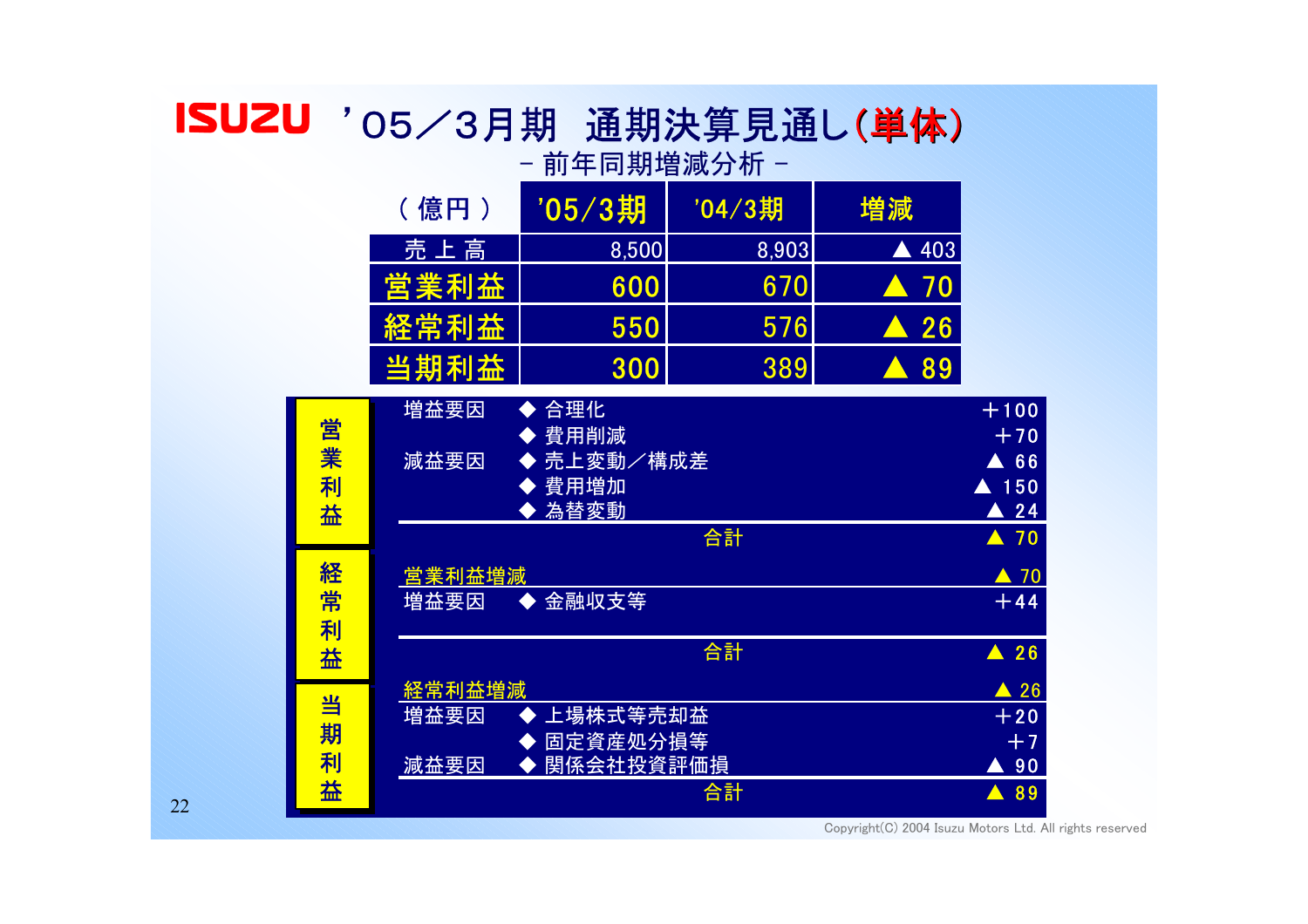# ’05／3月期　通期決算見通し(単体)

－ 前年同期増減分析 －

| （億円） | ’05/3期 | ’04/3期 | 増減 |
|---|---|---|---|
| 売上高 | 8,500 | 8,903 | ▲ 403 |
| 営業利益 | 600 | 670 | ▲ 70 |
| 経常利益 | 550 | 576 | ▲ 26 |
| 当期利益 | 300 | 389 | ▲ 89 |

| 区分 | 要因 | 項目 | 金額 |
|---|---|---|---|
| 営業利益 | 増益要因 | ◆ 合理化 | ＋100 |
| | | ◆ 費用削減 | ＋70 |
| | 減益要因 | ◆ 売上変動／構成差 | ▲ 66 |
| | | ◆ 費用増加 | ▲ 150 |
| | | ◆ 為替変動 | ▲ 24 |
| | | 合計 | ▲ 70 |
| 経常利益 | 営業利益増減 | | ▲ 70 |
| | 増益要因 | ◆ 金融収支等 | ＋44 |
| | | 合計 | ▲ 26 |
| 当期利益 | 経常利益増減 | | ▲ 26 |
| | 増益要因 | ◆ 上場株式等売却益 | ＋20 |
| | | ◆ 固定資産処分損等 | ＋7 |
| | 減益要因 | ◆ 関係会社投資評価損 | ▲ 90 |
| | | 合計 | ▲ 89 |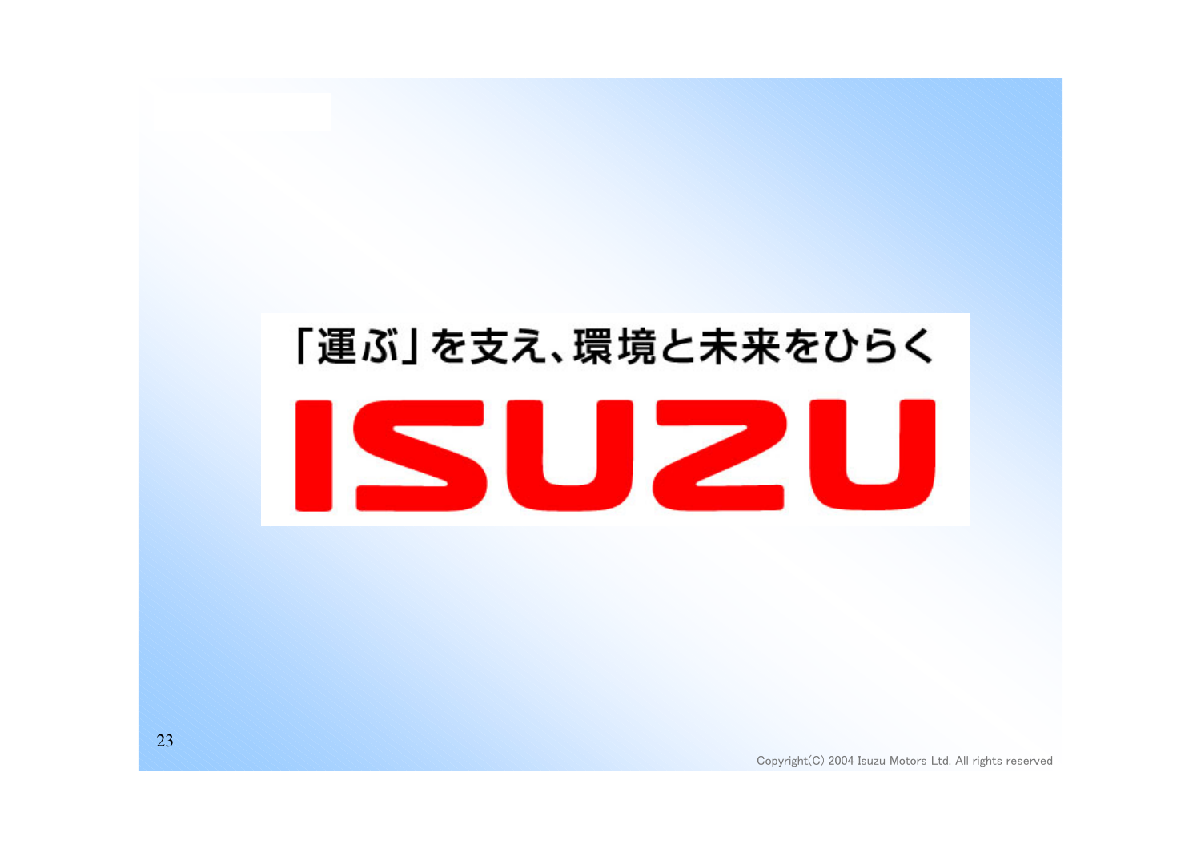「運ぶ」を支え、環境と未来をひらく

ISUZU

Copyright(C) 2004 Isuzu Motors Ltd. All rights reserved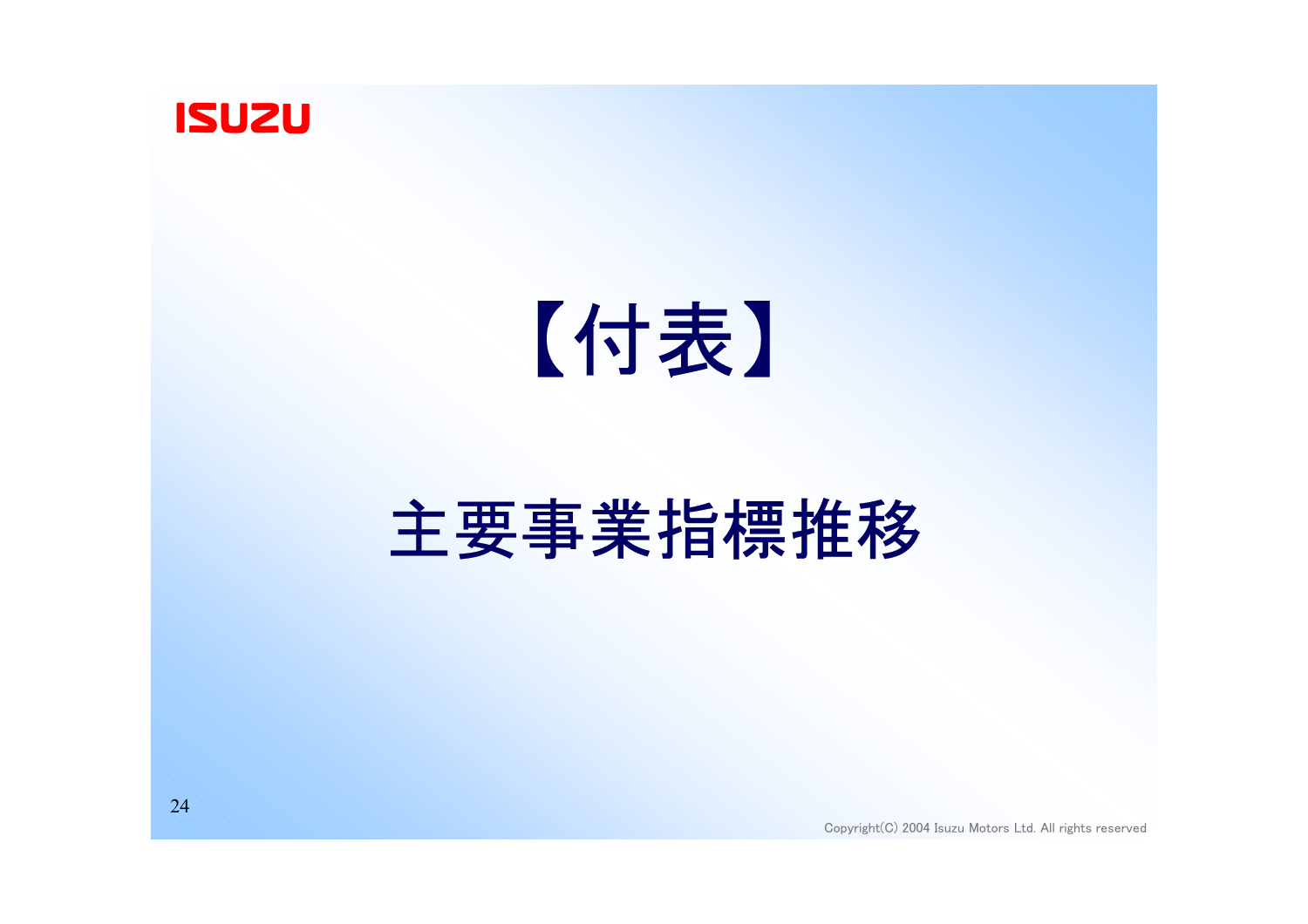# 【付表】

## 主要事業指標推移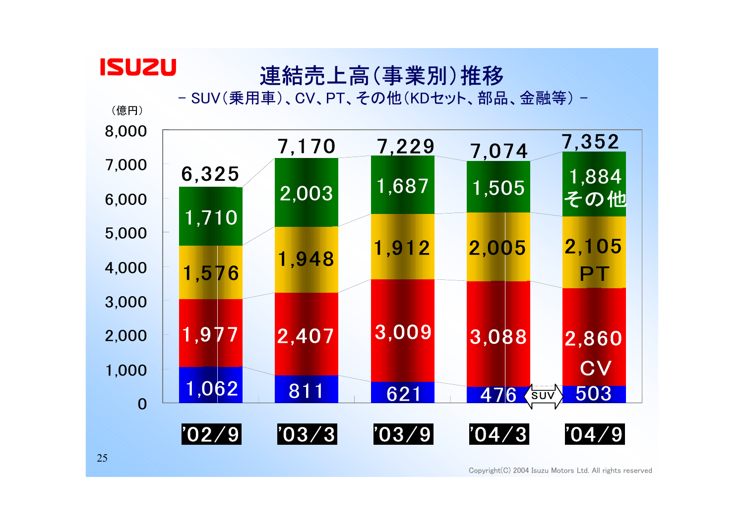# 連結売上高（事業別）推移

－ SUV（乗用車）、CV、PT、その他（KDセット、部品、金融等） －

（億円）

| | '02/9 | '03/3 | '03/9 | '04/3 | '04/9 |
|---|---|---|---|---|---|
| その他 | 1,710 | 2,003 | 1,687 | 1,505 | 1,884 |
| PT | 1,576 | 1,948 | 1,912 | 2,005 | 2,105 |
| CV | 1,977 | 2,407 | 3,009 | 3,088 | 2,860 |
| SUV | 1,062 | 811 | 621 | 476 | 503 |
| 合計 | 6,325 | 7,170 | 7,229 | 7,074 | 7,352 |

Copyright(C) 2004 Isuzu Motors Ltd. All rights reserved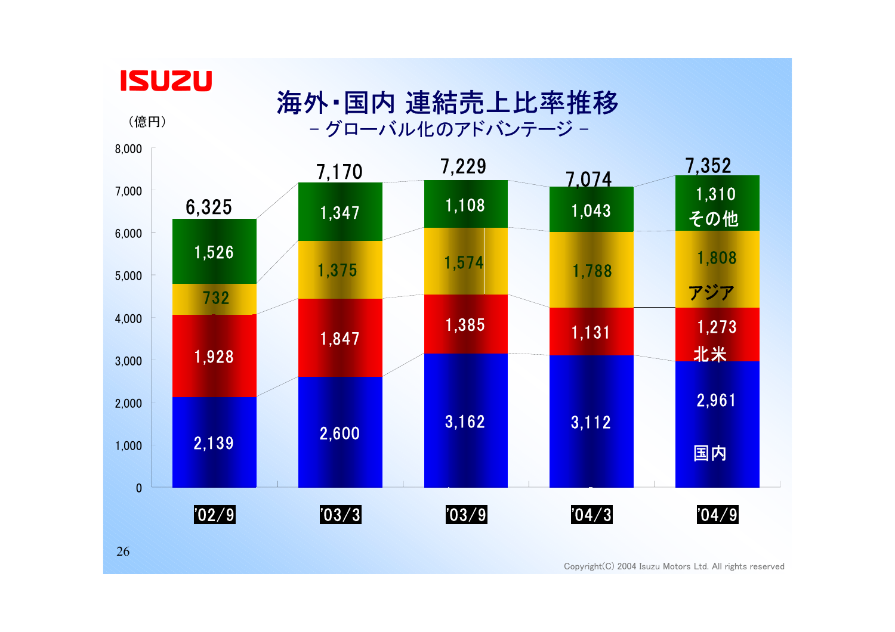# 海外・国内 連結売上比率推移

## – グローバル化のアドバンテージ –

（億円）

| | '02/9 | '03/3 | '03/9 | '04/3 | '04/9 |
|---|---|---|---|---|---|
| その他 | 1,526 | 1,347 | 1,108 | 1,043 | 1,310 |
| アジア | 732 | 1,375 | 1,574 | 1,788 | 1,808 |
| 北米 | 1,928 | 1,847 | 1,385 | 1,131 | 1,273 |
| 国内 | 2,139 | 2,600 | 3,162 | 3,112 | 2,961 |
| 合計 | 6,325 | 7,170 | 7,229 | 7,074 | 7,352 |

Copyright(C) 2004 Isuzu Motors Ltd. All rights reserved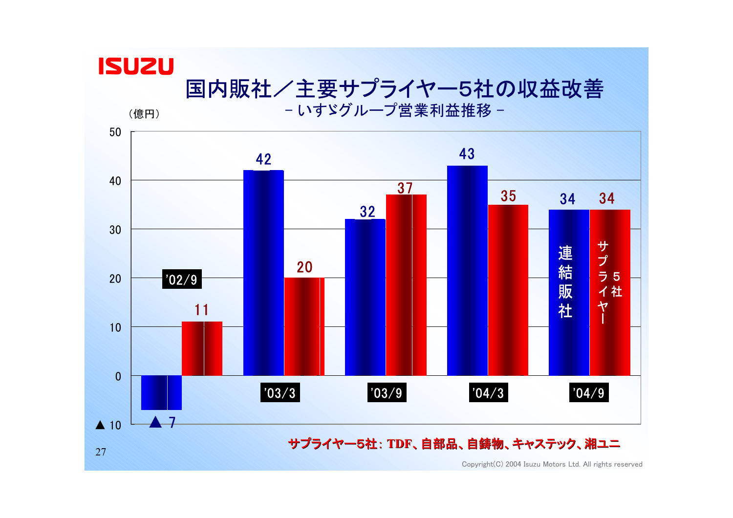# 国内販社／主要サプライヤー5社の収益改善

－いすゞグループ営業利益推移－

（億円）

| | 連結販社 | サプライヤー5社 |
|---|---|---|
| '02/9 | ▲7 | 11 |
| '03/3 | 42 | 20 |
| '03/9 | 32 | 37 |
| '04/3 | 43 | 35 |
| '04/9 | 34 | 34 |

**サプライヤー5社：TDF、自部品、自鋳物、キャステック、湘ユニ**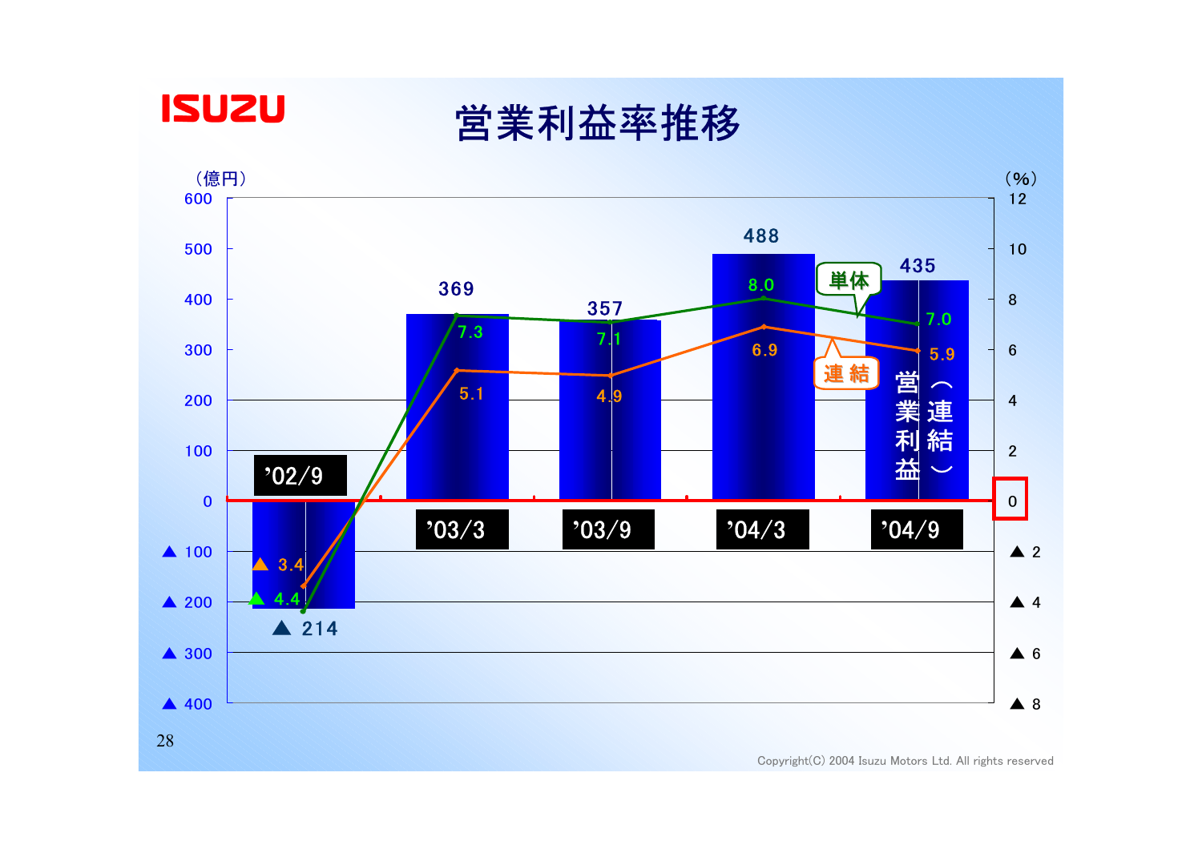# 営業利益率推移

（億円） / （%）

| | '02/9 | '03/3 | '03/9 | '04/3 | '04/9 |
|---|---|---|---|---|---|
| 営業利益（連結）（億円） | ▲214 | 369 | 357 | 488 | 435 |
| 単体（%） | ▲4.4 | 7.3 | 7.1 | 8.0 | 7.0 |
| 連結（%） | ▲3.4 | 5.1 | 4.9 | 6.9 | 5.9 |

Copyright(C) 2004 Isuzu Motors Ltd. All rights reserved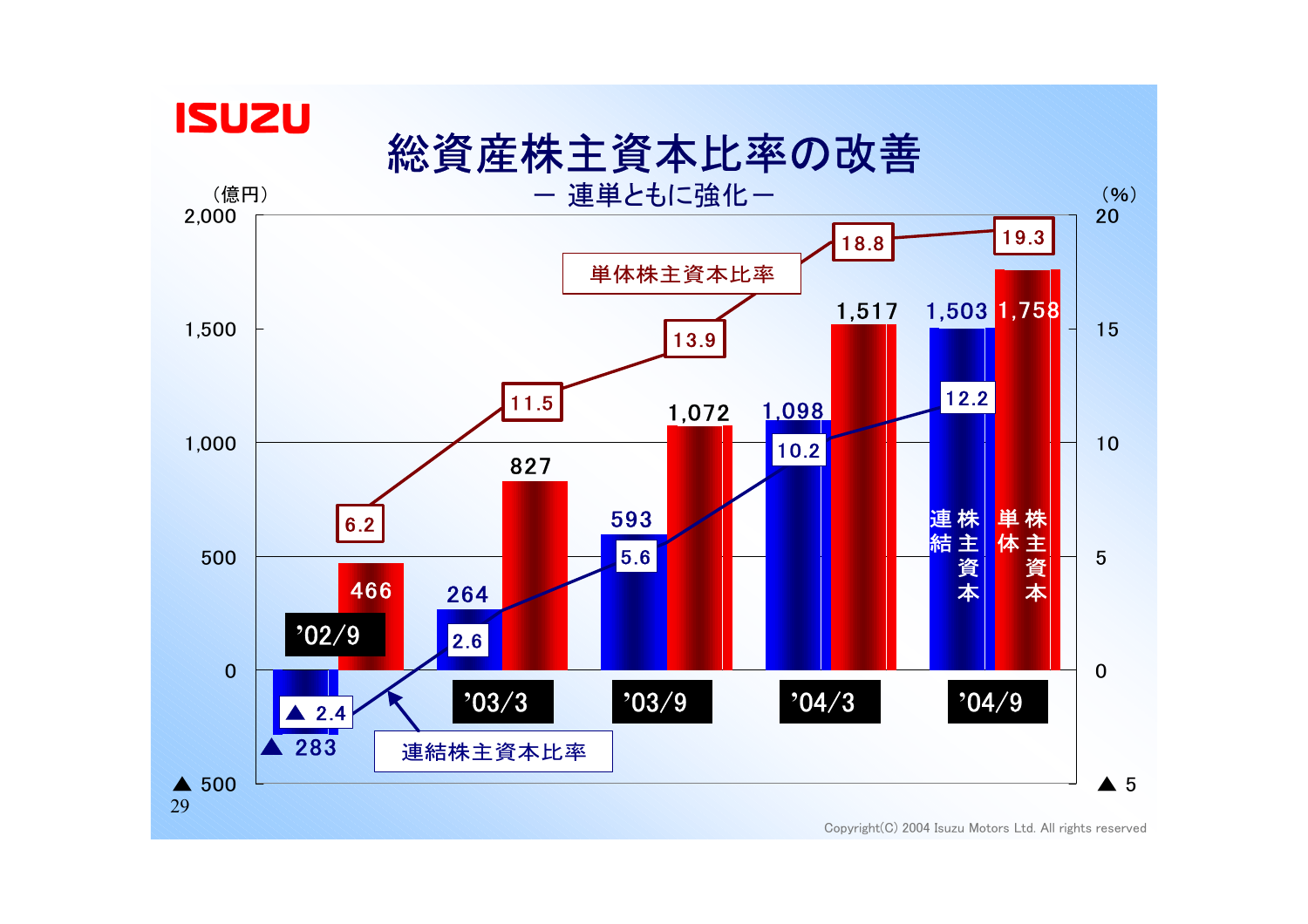# 総資産株主資本比率の改善

## ー 連単ともに強化 ー

| | '02/9 | '03/3 | '03/9 | '04/3 | '04/9 |
|---|---|---|---|---|---|
| 連結株主資本（億円） | ▲ 283 | 264 | 593 | 1,098 | 1,503 |
| 単体株主資本（億円） | 466 | 827 | 1,072 | 1,517 | 1,758 |
| 連結株主資本比率（%） | ▲ 2.4 | 2.6 | 5.6 | 10.2 | 12.2 |
| 単体株主資本比率（%） | 6.2 | 11.5 | 13.9 | 18.8 | 19.3 |

Copyright(C) 2004 Isuzu Motors Ltd. All rights reserved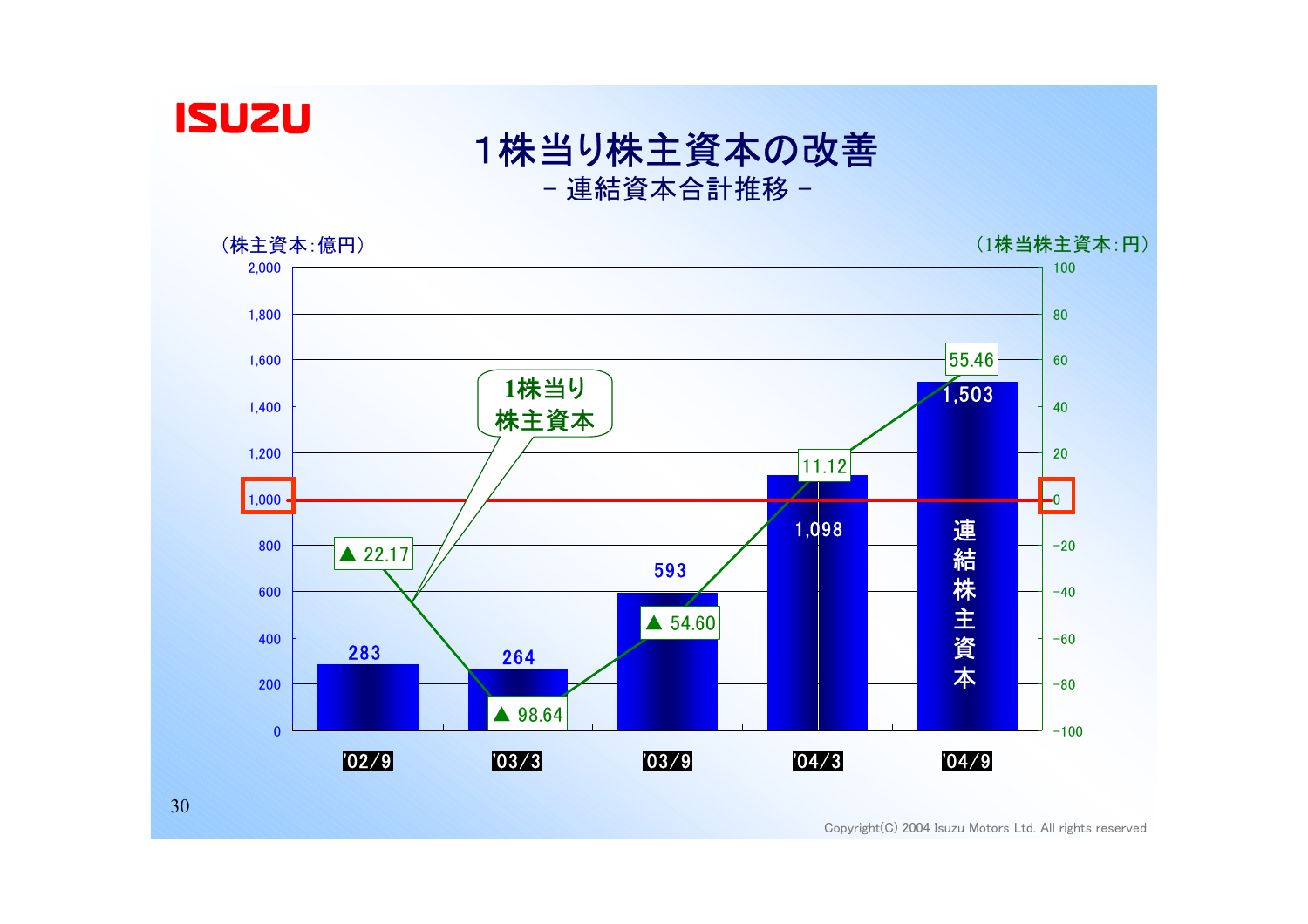# 1株当り株主資本の改善

## －連結資本合計推移－

（株主資本:億円）　　（1株当株主資本:円）

| | '02/9 | '03/3 | '03/9 | '04/3 | '04/9 |
|---|---|---|---|---|---|
| 連結株主資本（億円） | 283 | 264 | 593 | 1,098 | 1,503 |
| 1株当り株主資本（円） | ▲ 22.17 | ▲ 98.64 | ▲ 54.60 | 11.12 | 55.46 |

Copyright(C) 2004 Isuzu Motors Ltd. All rights reserved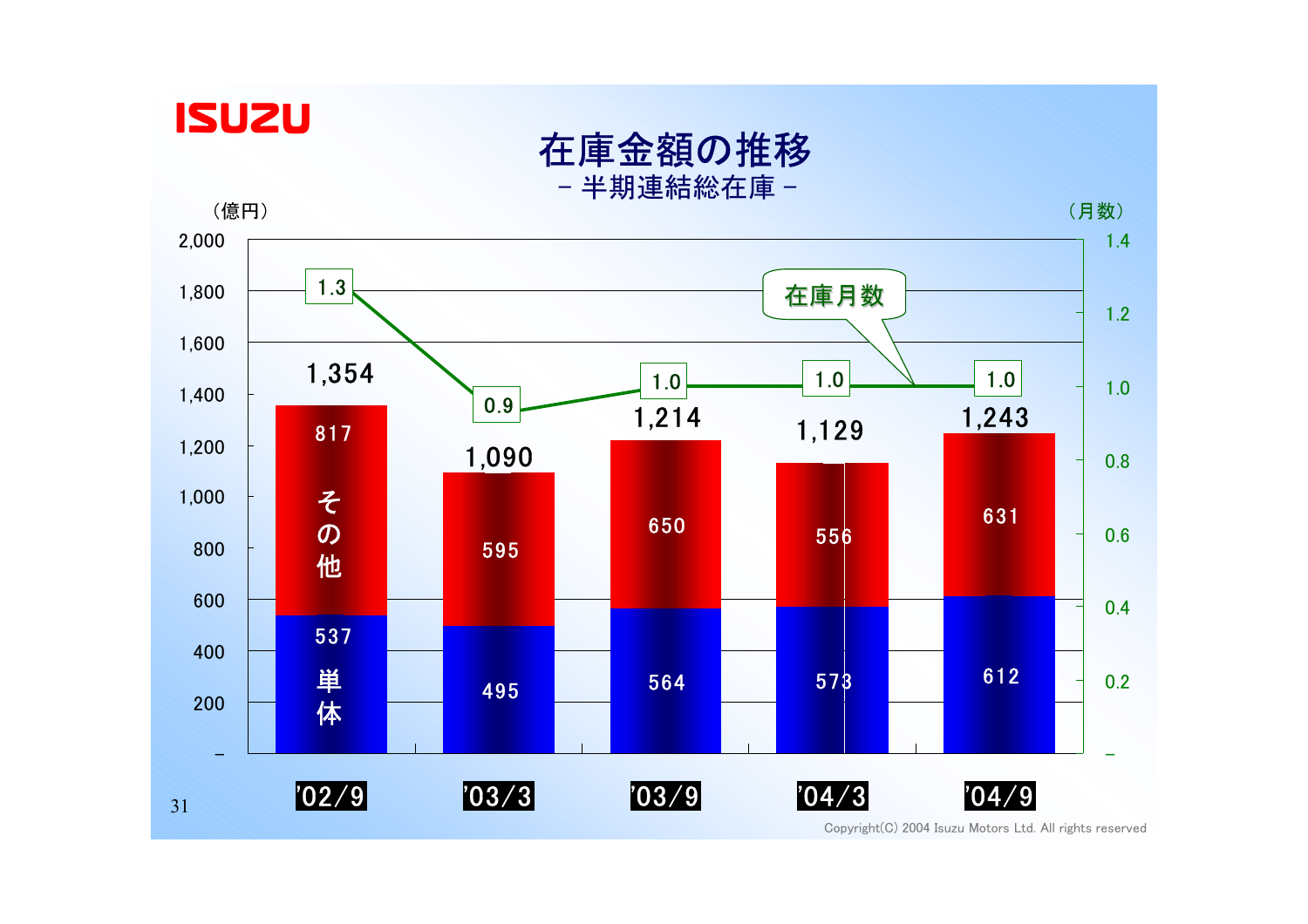# 在庫金額の推移

## － 半期連結総在庫 －

（億円） / （月数）

| | '02/9 | '03/3 | '03/9 | '04/3 | '04/9 |
|---|---|---|---|---|---|
| その他 | 817 | 595 | 650 | 556 | 631 |
| 単体 | 537 | 495 | 564 | 573 | 612 |
| 合計 | 1,354 | 1,090 | 1,214 | 1,129 | 1,243 |
| 在庫月数 | 1.3 | 0.9 | 1.0 | 1.0 | 1.0 |

Copyright(C) 2004 Isuzu Motors Ltd. All rights reserved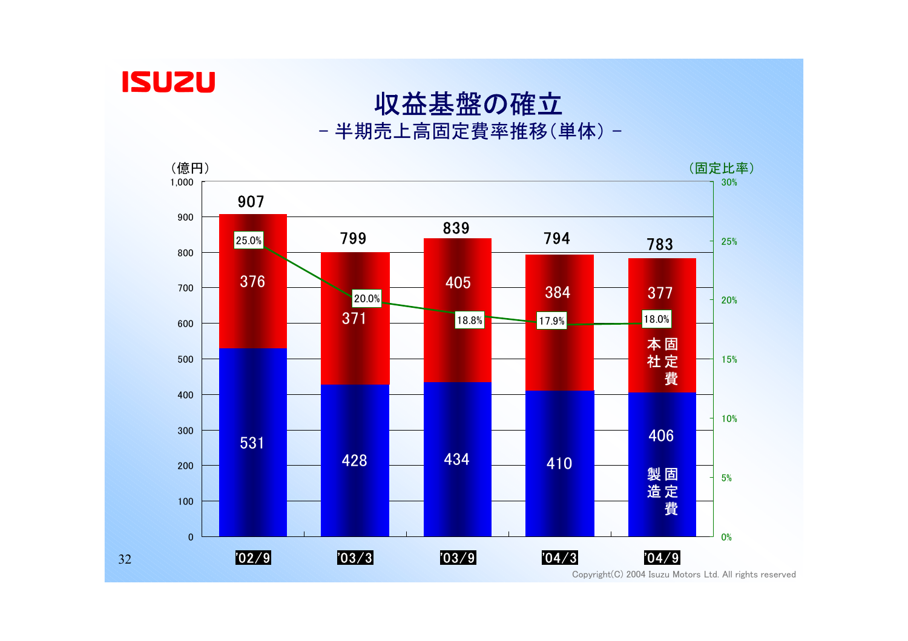ISUZU

# 収益基盤の確立

## - 半期売上高固定費率推移（単体）-

（億円）

（固定比率）

1,000
900
800
700
600
500
400
300
200
100
0

30%
25%
20%
15%
10%
5%
0%

907
799
839
794
783

25.0%
20.0%
18.8%
17.9%
18.0%

376
371
405
384
377

本社固定費

531
428
434
410
406

製造固定費

'02/9
'03/3
'03/9
'04/3
'04/9

Copyright(C) 2004 Isuzu Motors Ltd. All rights reserved